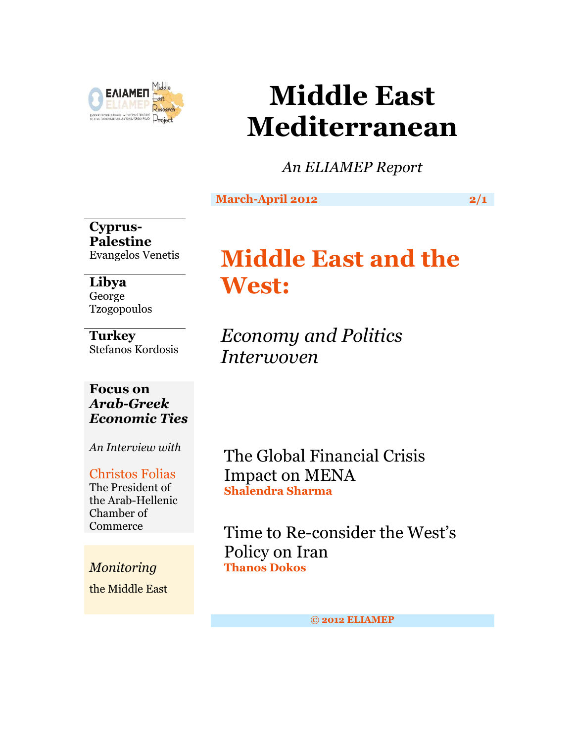# Middle East Mediterranean

*An ELIAMEP Report*

**March-April 2012** **2/1**

**Cyprus-Palestine**
Evangelos Venetis

**Libya**
George Tzogopoulos

**Turkey**
Stefanos Kordosis

**Focus on *Arab-Greek Economic Ties***

*An Interview with*

Christos Folias
The President of the Arab-Hellenic Chamber of Commerce

*Monitoring*
the Middle East

## Middle East and the West:

### *Economy and Politics Interwoven*

The Global Financial Crisis Impact on MENA
**Shalendra Sharma**

Time to Re-consider the West's Policy on Iran
**Thanos Dokos**

**© 2012 ELIAMEP**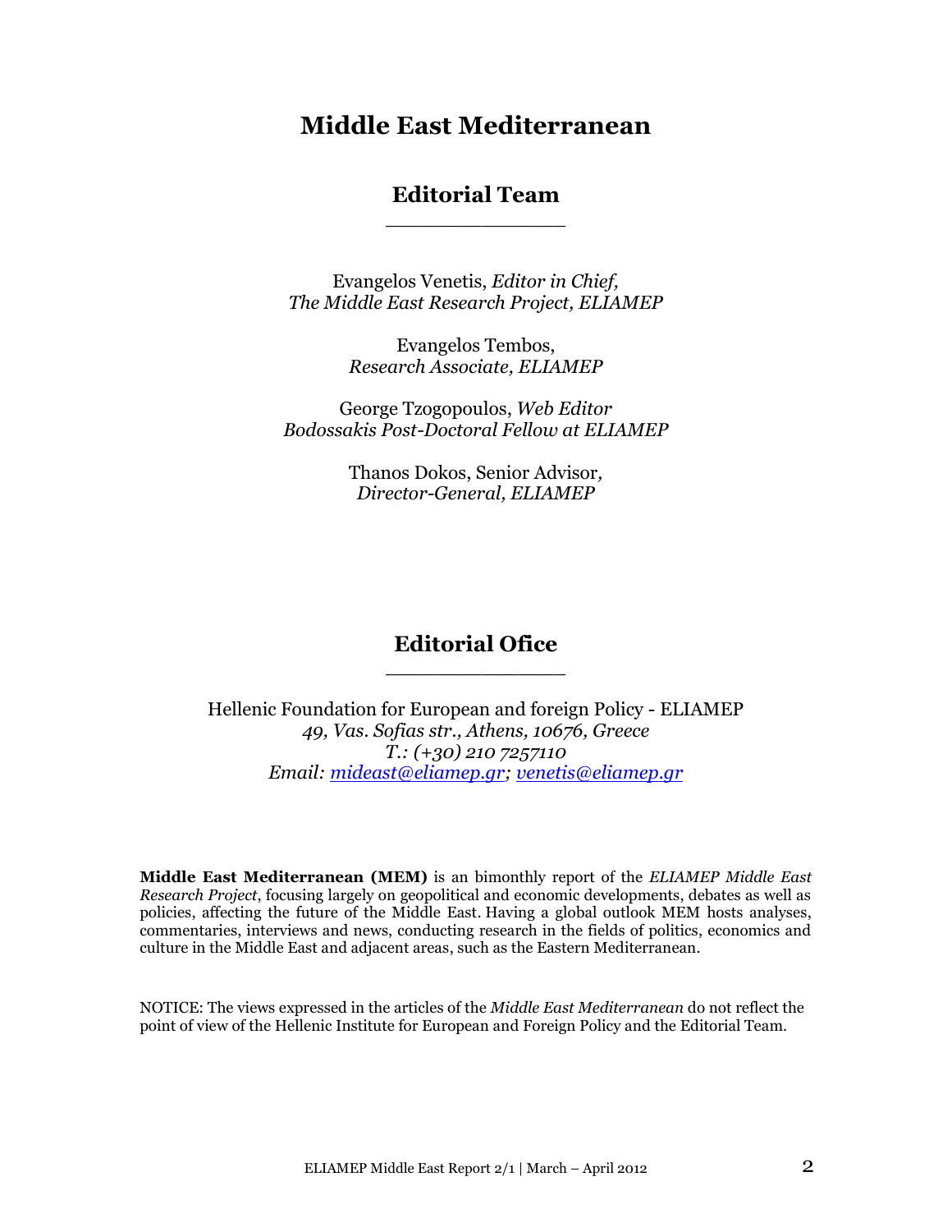# Middle East Mediterranean

## Editorial Team

Evangelos Venetis, *Editor in Chief,*
*The Middle East Research Project, ELIAMEP*

Evangelos Tembos,
*Research Associate, ELIAMEP*

George Tzogopoulos, *Web Editor*
*Bodossakis Post-Doctoral Fellow at ELIAMEP*

Thanos Dokos, Senior Advisor*,*
*Director-General, ELIAMEP*

## Editorial Ofice

Hellenic Foundation for European and foreign Policy - ELIAMEP
*49, Vas. Sofias str., Athens, 10676, Greece*
*T.: (+30) 210 7257110*
*Email: mideast@eliamep.gr; venetis@eliamep.gr*

**Middle East Mediterranean (MEM)** is an bimonthly report of the *ELIAMEP Middle East Research Project*, focusing largely on geopolitical and economic developments, debates as well as policies, affecting the future of the Middle East. Having a global outlook MEM hosts analyses, commentaries, interviews and news, conducting research in the fields of politics, economics and culture in the Middle East and adjacent areas, such as the Eastern Mediterranean.

NOTICE: The views expressed in the articles of the *Middle East Mediterranean* do not reflect the point of view of the Hellenic Institute for European and Foreign Policy and the Editorial Team.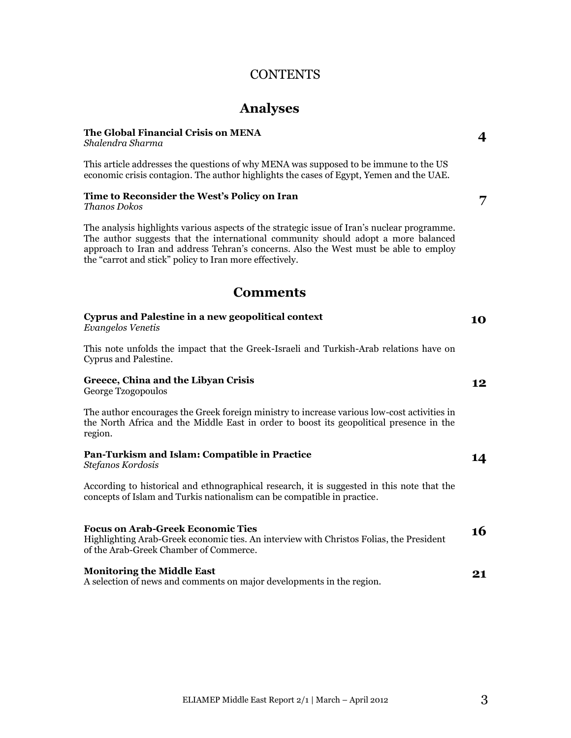# CONTENTS

## Analyses

**The Global Financial Crisis on MENA** **4**
*Shalendra Sharma*

This article addresses the questions of why MENA was supposed to be immune to the US economic crisis contagion. The author highlights the cases of Egypt, Yemen and the UAE.

**Time to Reconsider the West's Policy on Iran** **7**
*Thanos Dokos*

The analysis highlights various aspects of the strategic issue of Iran's nuclear programme. The author suggests that the international community should adopt a more balanced approach to Iran and address Tehran's concerns. Also the West must be able to employ the "carrot and stick" policy to Iran more effectively.

## Comments

**Cyprus and Palestine in a new geopolitical context** **10**
*Evangelos Venetis*

This note unfolds the impact that the Greek-Israeli and Turkish-Arab relations have on Cyprus and Palestine.

**Greece, China and the Libyan Crisis** **12**
George Tzogopoulos

The author encourages the Greek foreign ministry to increase various low-cost activities in the North Africa and the Middle East in order to boost its geopolitical presence in the region.

**Pan-Turkism and Islam: Compatible in Practice** **14**
*Stefanos Kordosis*

According to historical and ethnographical research, it is suggested in this note that the concepts of Islam and Turkis nationalism can be compatible in practice.

**Focus on Arab-Greek Economic Ties** **16**
Highlighting Arab-Greek economic ties. An interview with Christos Folias, the President of the Arab-Greek Chamber of Commerce.

**Monitoring the Middle East** **21**
A selection of news and comments on major developments in the region.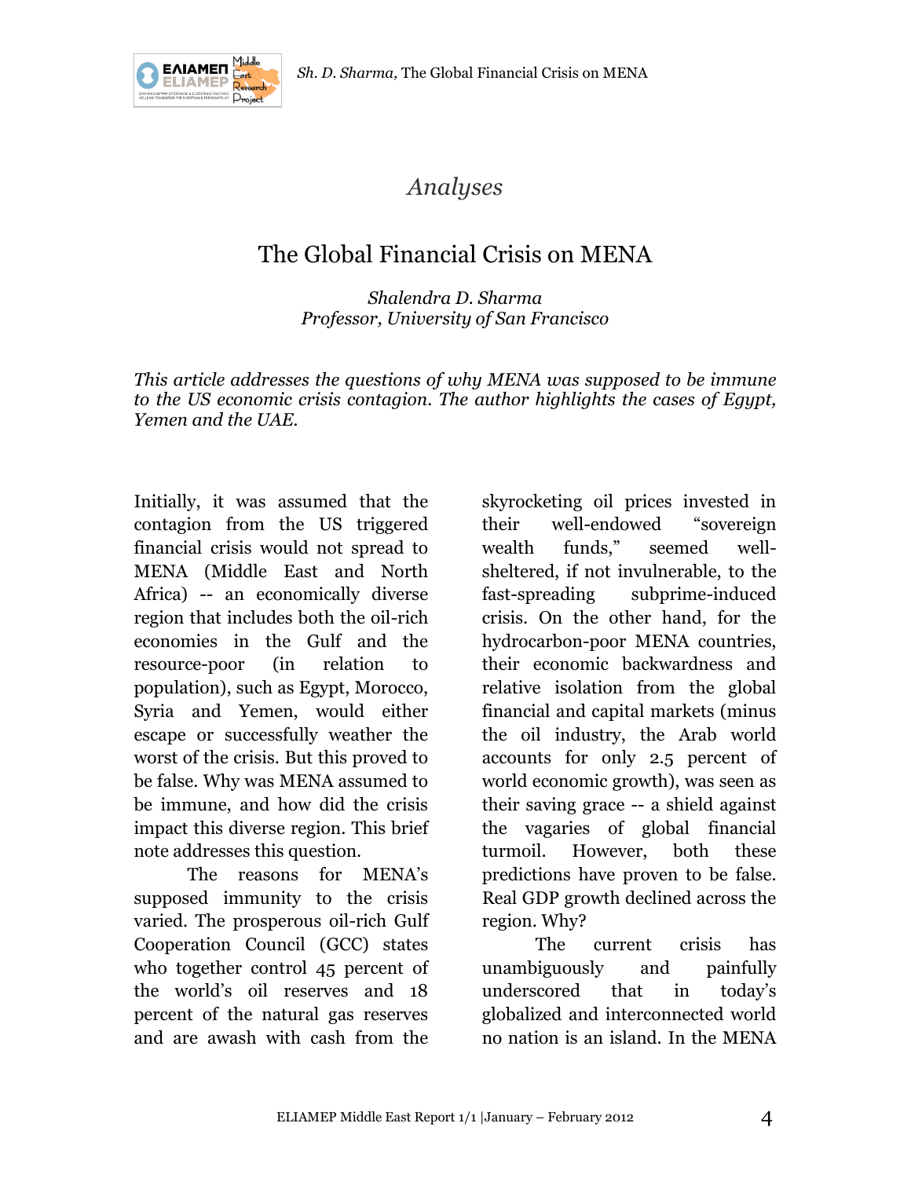*Analyses*

# The Global Financial Crisis on MENA

*Shalendra D. Sharma*
*Professor, University of San Francisco*

*This article addresses the questions of why MENA was supposed to be immune to the US economic crisis contagion. The author highlights the cases of Egypt, Yemen and the UAE.*

Initially, it was assumed that the contagion from the US triggered financial crisis would not spread to MENA (Middle East and North Africa) -- an economically diverse region that includes both the oil-rich economies in the Gulf and the resource-poor (in relation to population), such as Egypt, Morocco, Syria and Yemen, would either escape or successfully weather the worst of the crisis. But this proved to be false. Why was MENA assumed to be immune, and how did the crisis impact this diverse region. This brief note addresses this question.

The reasons for MENA's supposed immunity to the crisis varied. The prosperous oil-rich Gulf Cooperation Council (GCC) states who together control 45 percent of the world's oil reserves and 18 percent of the natural gas reserves and are awash with cash from the skyrocketing oil prices invested in their well-endowed "sovereign wealth funds," seemed well-sheltered, if not invulnerable, to the fast-spreading subprime-induced crisis. On the other hand, for the hydrocarbon-poor MENA countries, their economic backwardness and relative isolation from the global financial and capital markets (minus the oil industry, the Arab world accounts for only 2.5 percent of world economic growth), was seen as their saving grace -- a shield against the vagaries of global financial turmoil. However, both these predictions have proven to be false. Real GDP growth declined across the region. Why?

The current crisis has unambiguously and painfully underscored that in today's globalized and interconnected world no nation is an island. In the MENA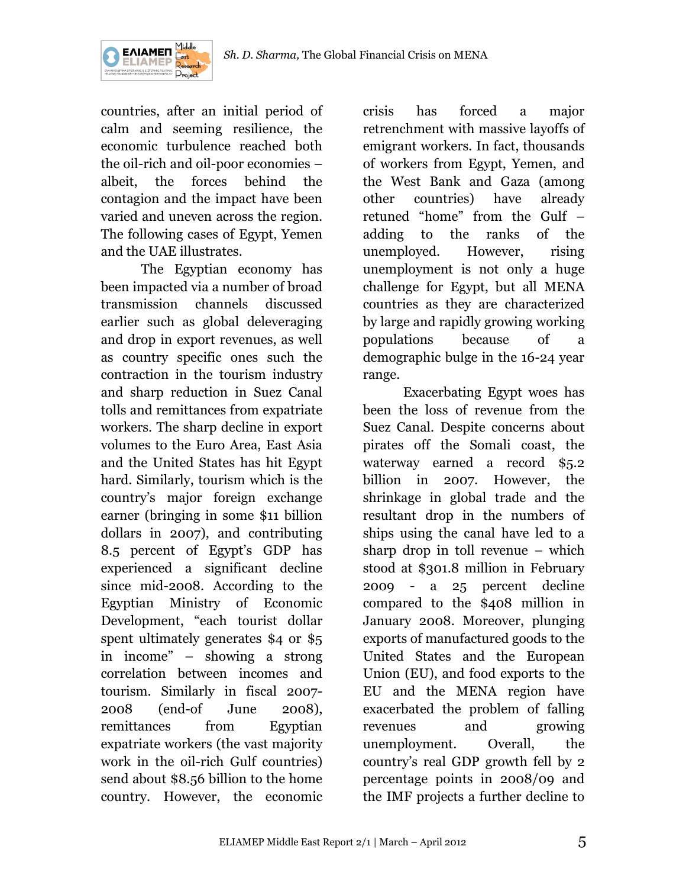countries, after an initial period of calm and seeming resilience, the economic turbulence reached both the oil-rich and oil-poor economies – albeit, the forces behind the contagion and the impact have been varied and uneven across the region. The following cases of Egypt, Yemen and the UAE illustrates.

The Egyptian economy has been impacted via a number of broad transmission channels discussed earlier such as global deleveraging and drop in export revenues, as well as country specific ones such the contraction in the tourism industry and sharp reduction in Suez Canal tolls and remittances from expatriate workers. The sharp decline in export volumes to the Euro Area, East Asia and the United States has hit Egypt hard. Similarly, tourism which is the country's major foreign exchange earner (bringing in some $11 billion dollars in 2007), and contributing 8.5 percent of Egypt's GDP has experienced a significant decline since mid-2008. According to the Egyptian Ministry of Economic Development, "each tourist dollar spent ultimately generates $4 or $5 in income" – showing a strong correlation between incomes and tourism. Similarly in fiscal 2007-2008 (end-of June 2008), remittances from Egyptian expatriate workers (the vast majority work in the oil-rich Gulf countries) send about $8.56 billion to the home country. However, the economic crisis has forced a major retrenchment with massive layoffs of emigrant workers. In fact, thousands of workers from Egypt, Yemen, and the West Bank and Gaza (among other countries) have already retuned "home" from the Gulf – adding to the ranks of the unemployed. However, rising unemployment is not only a huge challenge for Egypt, but all MENA countries as they are characterized by large and rapidly growing working populations because of a demographic bulge in the 16-24 year range.

Exacerbating Egypt woes has been the loss of revenue from the Suez Canal. Despite concerns about pirates off the Somali coast, the waterway earned a record $5.2 billion in 2007. However, the shrinkage in global trade and the resultant drop in the numbers of ships using the canal have led to a sharp drop in toll revenue – which stood at $301.8 million in February 2009 - a 25 percent decline compared to the $408 million in January 2008. Moreover, plunging exports of manufactured goods to the United States and the European Union (EU), and food exports to the EU and the MENA region have exacerbated the problem of falling revenues and growing unemployment. Overall, the country's real GDP growth fell by 2 percentage points in 2008/09 and the IMF projects a further decline to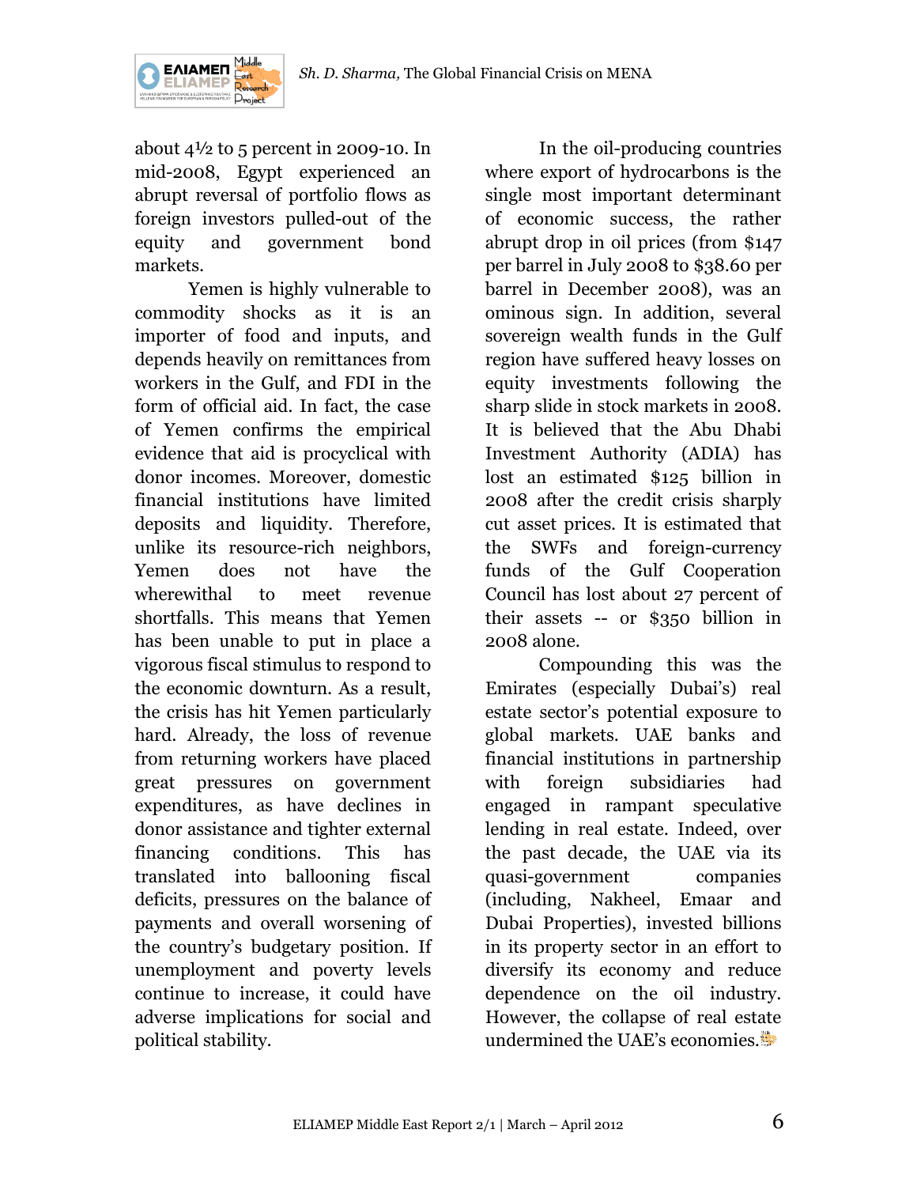about 4½ to 5 percent in 2009-10. In mid-2008, Egypt experienced an abrupt reversal of portfolio flows as foreign investors pulled-out of the equity and government bond markets.

Yemen is highly vulnerable to commodity shocks as it is an importer of food and inputs, and depends heavily on remittances from workers in the Gulf, and FDI in the form of official aid. In fact, the case of Yemen confirms the empirical evidence that aid is procyclical with donor incomes. Moreover, domestic financial institutions have limited deposits and liquidity. Therefore, unlike its resource-rich neighbors, Yemen does not have the wherewithal to meet revenue shortfalls. This means that Yemen has been unable to put in place a vigorous fiscal stimulus to respond to the economic downturn. As a result, the crisis has hit Yemen particularly hard. Already, the loss of revenue from returning workers have placed great pressures on government expenditures, as have declines in donor assistance and tighter external financing conditions. This has translated into ballooning fiscal deficits, pressures on the balance of payments and overall worsening of the country's budgetary position. If unemployment and poverty levels continue to increase, it could have adverse implications for social and political stability.

In the oil-producing countries where export of hydrocarbons is the single most important determinant of economic success, the rather abrupt drop in oil prices (from $147 per barrel in July 2008 to $38.60 per barrel in December 2008), was an ominous sign. In addition, several sovereign wealth funds in the Gulf region have suffered heavy losses on equity investments following the sharp slide in stock markets in 2008. It is believed that the Abu Dhabi Investment Authority (ADIA) has lost an estimated $125 billion in 2008 after the credit crisis sharply cut asset prices. It is estimated that the SWFs and foreign-currency funds of the Gulf Cooperation Council has lost about 27 percent of their assets -- or $350 billion in 2008 alone.

Compounding this was the Emirates (especially Dubai's) real estate sector's potential exposure to global markets. UAE banks and financial institutions in partnership with foreign subsidiaries had engaged in rampant speculative lending in real estate. Indeed, over the past decade, the UAE via its quasi-government companies (including, Nakheel, Emaar and Dubai Properties), invested billions in its property sector in an effort to diversify its economy and reduce dependence on the oil industry. However, the collapse of real estate undermined the UAE's economies.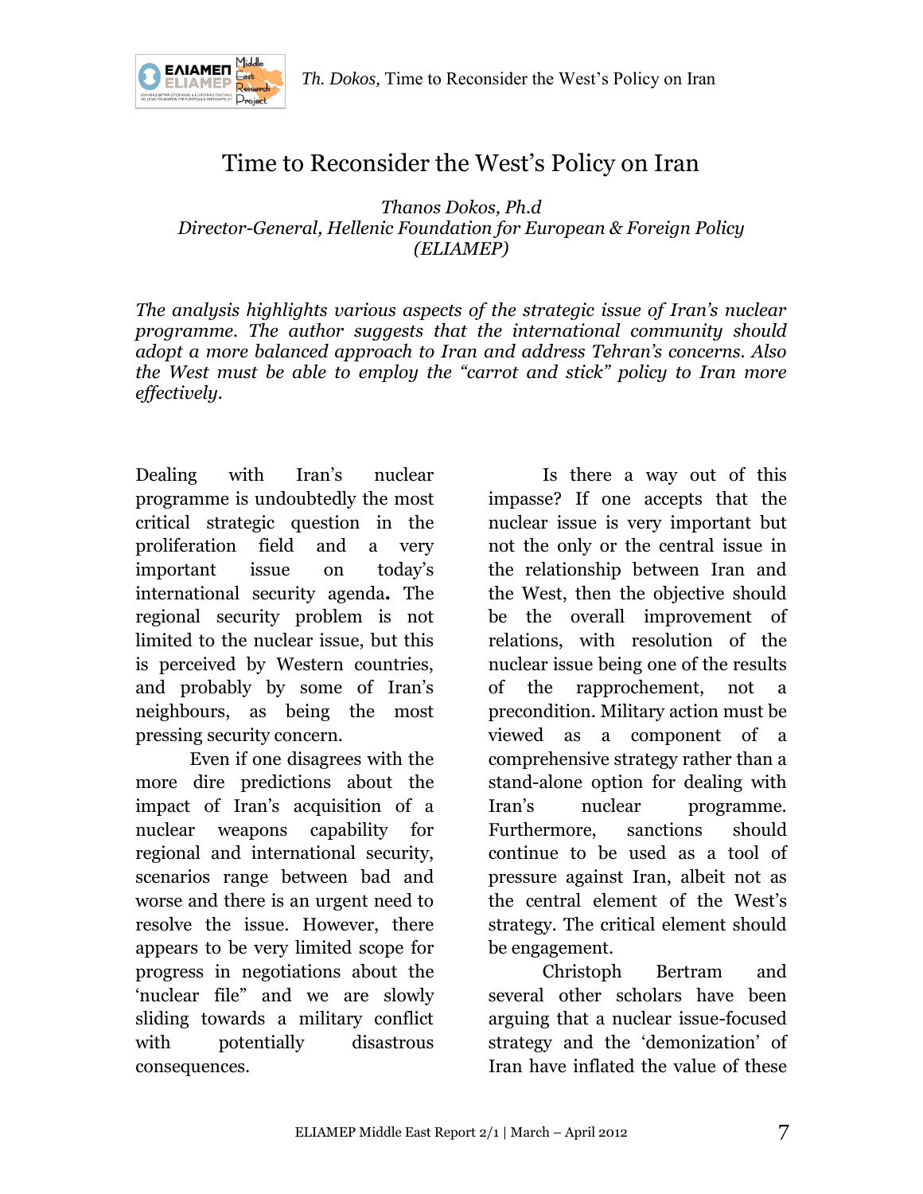# Time to Reconsider the West's Policy on Iran

*Thanos Dokos, Ph.d*
*Director-General, Hellenic Foundation for European & Foreign Policy (ELIAMEP)*

*The analysis highlights various aspects of the strategic issue of Iran's nuclear programme. The author suggests that the international community should adopt a more balanced approach to Iran and address Tehran's concerns. Also the West must be able to employ the "carrot and stick" policy to Iran more effectively.*

Dealing with Iran's nuclear programme is undoubtedly the most critical strategic question in the proliferation field and a very important issue on today's international security agenda**.** The regional security problem is not limited to the nuclear issue, but this is perceived by Western countries, and probably by some of Iran's neighbours, as being the most pressing security concern.

Even if one disagrees with the more dire predictions about the impact of Iran's acquisition of a nuclear weapons capability for regional and international security, scenarios range between bad and worse and there is an urgent need to resolve the issue. However, there appears to be very limited scope for progress in negotiations about the 'nuclear file" and we are slowly sliding towards a military conflict with potentially disastrous consequences.

Is there a way out of this impasse? If one accepts that the nuclear issue is very important but not the only or the central issue in the relationship between Iran and the West, then the objective should be the overall improvement of relations, with resolution of the nuclear issue being one of the results of the rapprochement, not a precondition. Military action must be viewed as a component of a comprehensive strategy rather than a stand-alone option for dealing with Iran's nuclear programme. Furthermore, sanctions should continue to be used as a tool of pressure against Iran, albeit not as the central element of the West's strategy. The critical element should be engagement.

Christoph Bertram and several other scholars have been arguing that a nuclear issue-focused strategy and the 'demonization' of Iran have inflated the value of these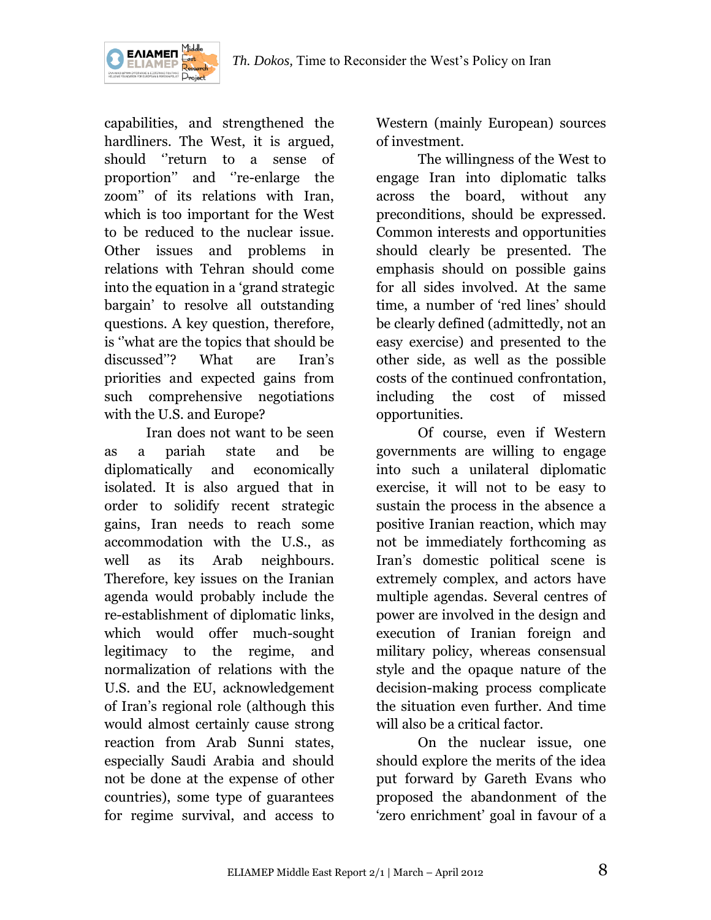capabilities, and strengthened the hardliners. The West, it is argued, should ''return to a sense of proportion'' and ''re-enlarge the zoom'' of its relations with Iran, which is too important for the West to be reduced to the nuclear issue. Other issues and problems in relations with Tehran should come into the equation in a 'grand strategic bargain' to resolve all outstanding questions. A key question, therefore, is ''what are the topics that should be discussed''? What are Iran's priorities and expected gains from such comprehensive negotiations with the U.S. and Europe?

Iran does not want to be seen as a pariah state and be diplomatically and economically isolated. It is also argued that in order to solidify recent strategic gains, Iran needs to reach some accommodation with the U.S., as well as its Arab neighbours. Therefore, key issues on the Iranian agenda would probably include the re-establishment of diplomatic links, which would offer much-sought legitimacy to the regime, and normalization of relations with the U.S. and the EU, acknowledgement of Iran's regional role (although this would almost certainly cause strong reaction from Arab Sunni states, especially Saudi Arabia and should not be done at the expense of other countries), some type of guarantees for regime survival, and access to Western (mainly European) sources of investment.

The willingness of the West to engage Iran into diplomatic talks across the board, without any preconditions, should be expressed. Common interests and opportunities should clearly be presented. The emphasis should on possible gains for all sides involved. At the same time, a number of 'red lines' should be clearly defined (admittedly, not an easy exercise) and presented to the other side, as well as the possible costs of the continued confrontation, including the cost of missed opportunities.

Of course, even if Western governments are willing to engage into such a unilateral diplomatic exercise, it will not to be easy to sustain the process in the absence a positive Iranian reaction, which may not be immediately forthcoming as Iran's domestic political scene is extremely complex, and actors have multiple agendas. Several centres of power are involved in the design and execution of Iranian foreign and military policy, whereas consensual style and the opaque nature of the decision-making process complicate the situation even further. And time will also be a critical factor.

On the nuclear issue, one should explore the merits of the idea put forward by Gareth Evans who proposed the abandonment of the 'zero enrichment' goal in favour of a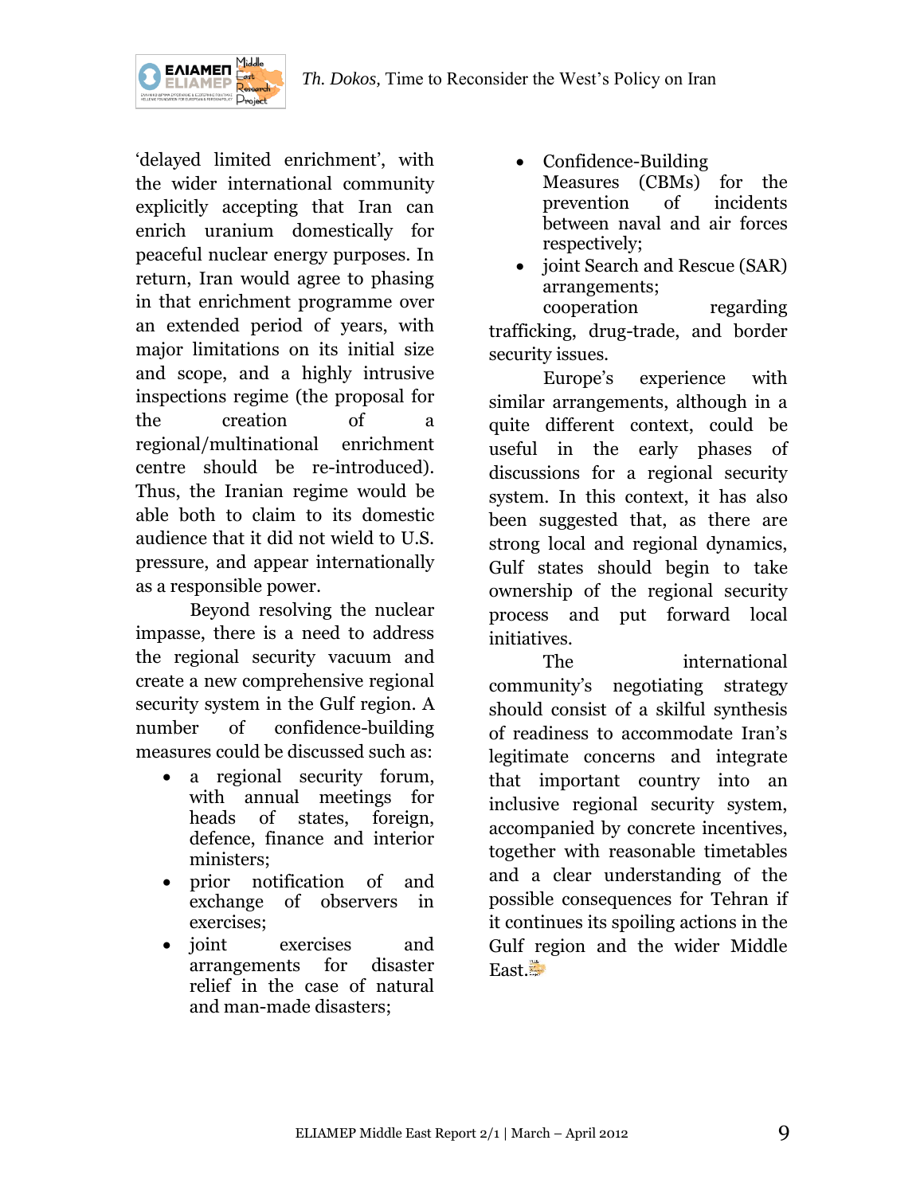'delayed limited enrichment', with the wider international community explicitly accepting that Iran can enrich uranium domestically for peaceful nuclear energy purposes. In return, Iran would agree to phasing in that enrichment programme over an extended period of years, with major limitations on its initial size and scope, and a highly intrusive inspections regime (the proposal for the creation of a regional/multinational enrichment centre should be re-introduced). Thus, the Iranian regime would be able both to claim to its domestic audience that it did not wield to U.S. pressure, and appear internationally as a responsible power.

Beyond resolving the nuclear impasse, there is a need to address the regional security vacuum and create a new comprehensive regional security system in the Gulf region. A number of confidence-building measures could be discussed such as:

- a regional security forum, with annual meetings for heads of states, foreign, defence, finance and interior ministers;
- prior notification of and exchange of observers in exercises;
- joint exercises and arrangements for disaster relief in the case of natural and man-made disasters;
- Confidence-Building Measures (CBMs) for the prevention of incidents between naval and air forces respectively;
- joint Search and Rescue (SAR) arrangements;

cooperation regarding trafficking, drug-trade, and border security issues.

Europe's experience with similar arrangements, although in a quite different context, could be useful in the early phases of discussions for a regional security system. In this context, it has also been suggested that, as there are strong local and regional dynamics, Gulf states should begin to take ownership of the regional security process and put forward local initiatives.

The international community's negotiating strategy should consist of a skilful synthesis of readiness to accommodate Iran's legitimate concerns and integrate that important country into an inclusive regional security system, accompanied by concrete incentives, together with reasonable timetables and a clear understanding of the possible consequences for Tehran if it continues its spoiling actions in the Gulf region and the wider Middle East.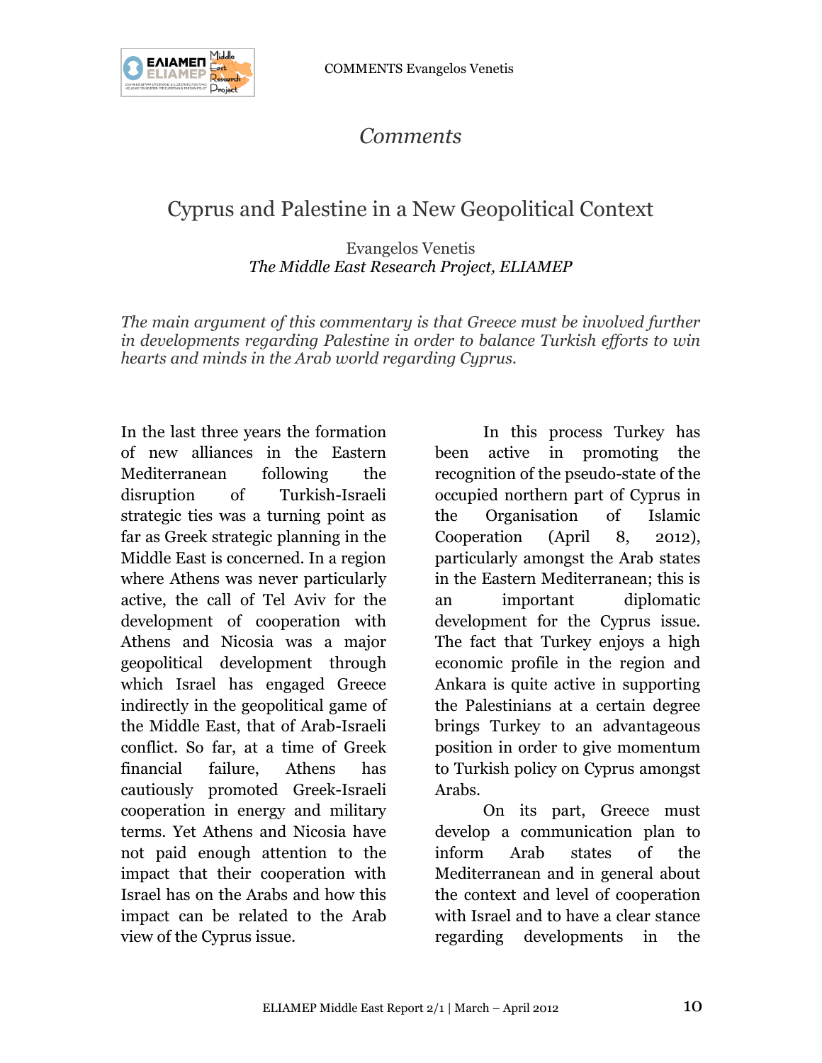# Comments

## Cyprus and Palestine in a New Geopolitical Context

Evangelos Venetis
*The Middle East Research Project, ELIAMEP*

*The main argument of this commentary is that Greece must be involved further in developments regarding Palestine in order to balance Turkish efforts to win hearts and minds in the Arab world regarding Cyprus.*

In the last three years the formation of new alliances in the Eastern Mediterranean following the disruption of Turkish-Israeli strategic ties was a turning point as far as Greek strategic planning in the Middle East is concerned. In a region where Athens was never particularly active, the call of Tel Aviv for the development of cooperation with Athens and Nicosia was a major geopolitical development through which Israel has engaged Greece indirectly in the geopolitical game of the Middle East, that of Arab-Israeli conflict. So far, at a time of Greek financial failure, Athens has cautiously promoted Greek-Israeli cooperation in energy and military terms. Yet Athens and Nicosia have not paid enough attention to the impact that their cooperation with Israel has on the Arabs and how this impact can be related to the Arab view of the Cyprus issue.

In this process Turkey has been active in promoting the recognition of the pseudo-state of the occupied northern part of Cyprus in the Organisation of Islamic Cooperation (April 8, 2012), particularly amongst the Arab states in the Eastern Mediterranean; this is an important diplomatic development for the Cyprus issue. The fact that Turkey enjoys a high economic profile in the region and Ankara is quite active in supporting the Palestinians at a certain degree brings Turkey to an advantageous position in order to give momentum to Turkish policy on Cyprus amongst Arabs.

On its part, Greece must develop a communication plan to inform Arab states of the Mediterranean and in general about the context and level of cooperation with Israel and to have a clear stance regarding developments in the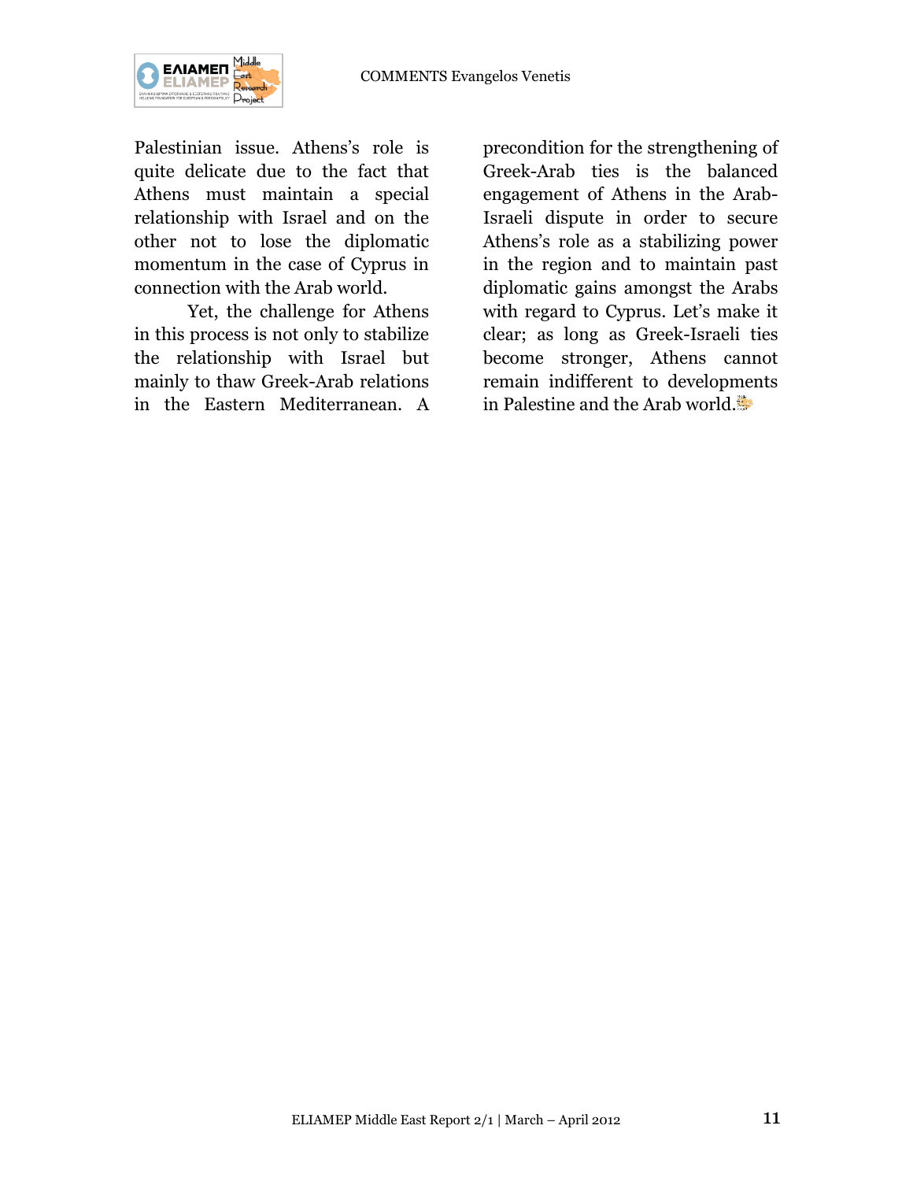Palestinian issue. Athens's role is quite delicate due to the fact that Athens must maintain a special relationship with Israel and on the other not to lose the diplomatic momentum in the case of Cyprus in connection with the Arab world.

Yet, the challenge for Athens in this process is not only to stabilize the relationship with Israel but mainly to thaw Greek-Arab relations in the Eastern Mediterranean. A precondition for the strengthening of Greek-Arab ties is the balanced engagement of Athens in the Arab-Israeli dispute in order to secure Athens's role as a stabilizing power in the region and to maintain past diplomatic gains amongst the Arabs with regard to Cyprus. Let's make it clear; as long as Greek-Israeli ties become stronger, Athens cannot remain indifferent to developments in Palestine and the Arab world.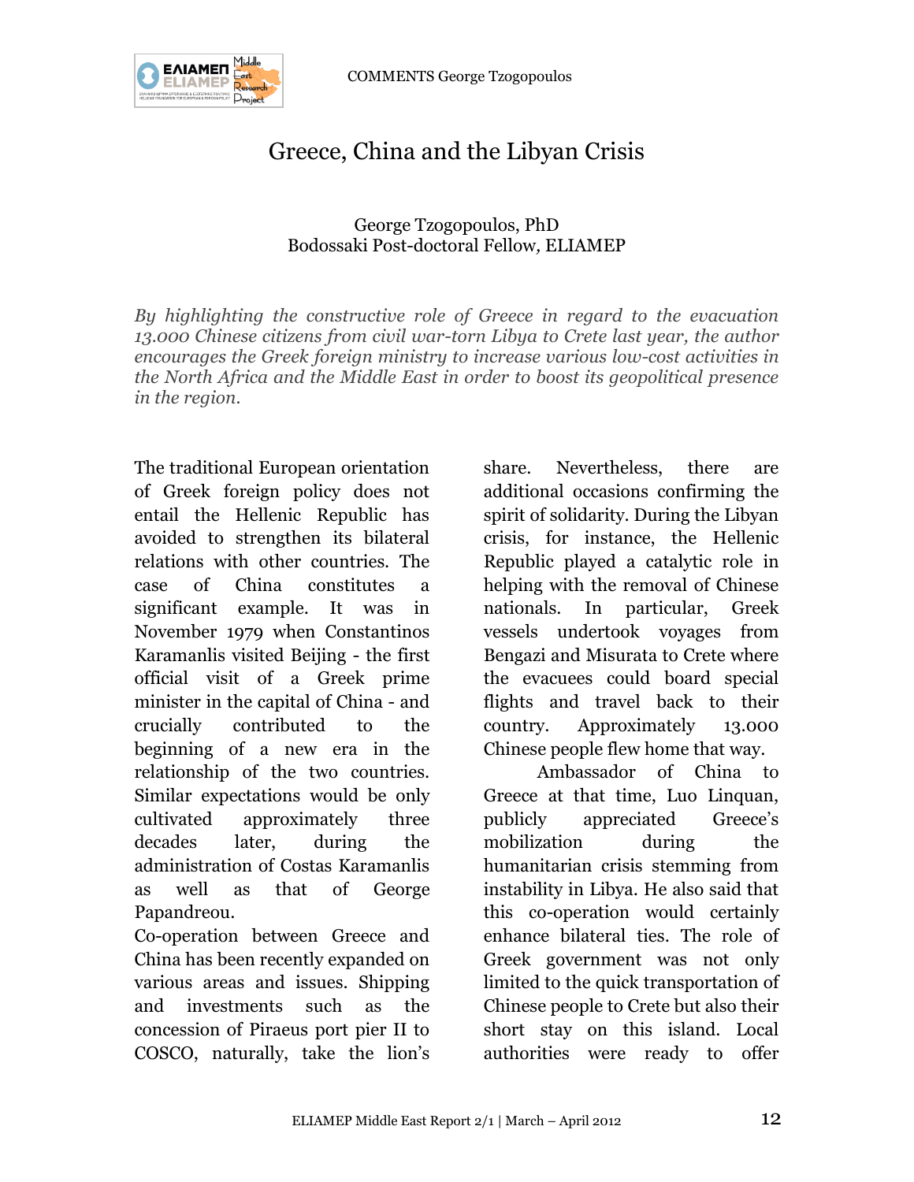# Greece, China and the Libyan Crisis

George Tzogopoulos, PhD
Bodossaki Post-doctoral Fellow, ELIAMEP

*By highlighting the constructive role of Greece in regard to the evacuation 13.000 Chinese citizens from civil war-torn Libya to Crete last year, the author encourages the Greek foreign ministry to increase various low-cost activities in the North Africa and the Middle East in order to boost its geopolitical presence in the region.*

The traditional European orientation of Greek foreign policy does not entail the Hellenic Republic has avoided to strengthen its bilateral relations with other countries. The case of China constitutes a significant example. It was in November 1979 when Constantinos Karamanlis visited Beijing - the first official visit of a Greek prime minister in the capital of China - and crucially contributed to the beginning of a new era in the relationship of the two countries. Similar expectations would be only cultivated approximately three decades later, during the administration of Costas Karamanlis as well as that of George Papandreou.

Co-operation between Greece and China has been recently expanded on various areas and issues. Shipping and investments such as the concession of Piraeus port pier II to COSCO, naturally, take the lion's share. Nevertheless, there are additional occasions confirming the spirit of solidarity. During the Libyan crisis, for instance, the Hellenic Republic played a catalytic role in helping with the removal of Chinese nationals. In particular, Greek vessels undertook voyages from Bengazi and Misurata to Crete where the evacuees could board special flights and travel back to their country. Approximately 13.000 Chinese people flew home that way.

Ambassador of China to Greece at that time, Luo Linquan, publicly appreciated Greece's mobilization during the humanitarian crisis stemming from instability in Libya. He also said that this co-operation would certainly enhance bilateral ties. The role of Greek government was not only limited to the quick transportation of Chinese people to Crete but also their short stay on this island. Local authorities were ready to offer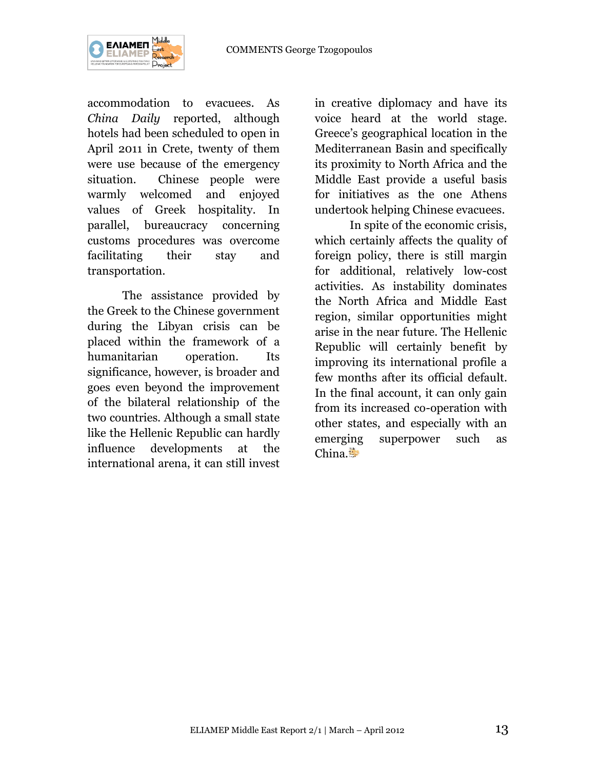accommodation to evacuees. As *China Daily* reported, although hotels had been scheduled to open in April 2011 in Crete, twenty of them were use because of the emergency situation. Chinese people were warmly welcomed and enjoyed values of Greek hospitality. In parallel, bureaucracy concerning customs procedures was overcome facilitating their stay and transportation.

The assistance provided by the Greek to the Chinese government during the Libyan crisis can be placed within the framework of a humanitarian operation. Its significance, however, is broader and goes even beyond the improvement of the bilateral relationship of the two countries. Although a small state like the Hellenic Republic can hardly influence developments at the international arena, it can still invest in creative diplomacy and have its voice heard at the world stage. Greece's geographical location in the Mediterranean Basin and specifically its proximity to North Africa and the Middle East provide a useful basis for initiatives as the one Athens undertook helping Chinese evacuees.

In spite of the economic crisis, which certainly affects the quality of foreign policy, there is still margin for additional, relatively low-cost activities. As instability dominates the North Africa and Middle East region, similar opportunities might arise in the near future. The Hellenic Republic will certainly benefit by improving its international profile a few months after its official default. In the final account, it can only gain from its increased co-operation with other states, and especially with an emerging superpower such as China.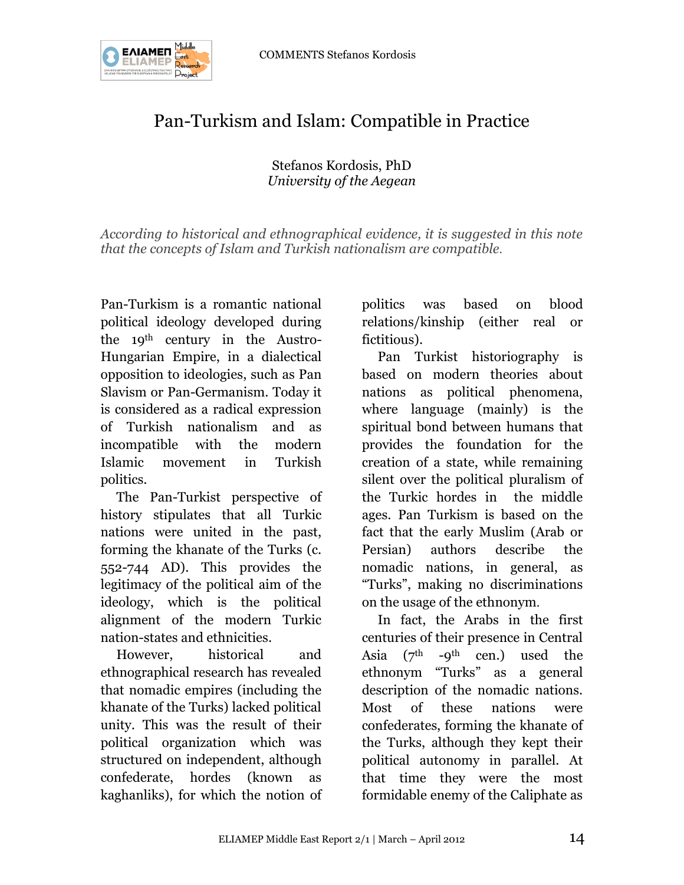# Pan-Turkism and Islam: Compatible in Practice

Stefanos Kordosis, PhD
*University of the Aegean*

*According to historical and ethnographical evidence, it is suggested in this note that the concepts of Islam and Turkish nationalism are compatible.*

Pan-Turkism is a romantic national political ideology developed during the 19th century in the Austro-Hungarian Empire, in a dialectical opposition to ideologies, such as Pan Slavism or Pan-Germanism. Today it is considered as a radical expression of Turkish nationalism and as incompatible with the modern Islamic movement in Turkish politics.

The Pan-Turkist perspective of history stipulates that all Turkic nations were united in the past, forming the khanate of the Turks (c. 552-744 AD). This provides the legitimacy of the political aim of the ideology, which is the political alignment of the modern Turkic nation-states and ethnicities.

However, historical and ethnographical research has revealed that nomadic empires (including the khanate of the Turks) lacked political unity. This was the result of their political organization which was structured on independent, although confederate, hordes (known as kaghanliks), for which the notion of politics was based on blood relations/kinship (either real or fictitious).

Pan Turkist historiography is based on modern theories about nations as political phenomena, where language (mainly) is the spiritual bond between humans that provides the foundation for the creation of a state, while remaining silent over the political pluralism of the Turkic hordes in the middle ages. Pan Turkism is based on the fact that the early Muslim (Arab or Persian) authors describe the nomadic nations, in general, as "Turks", making no discriminations on the usage of the ethnonym.

In fact, the Arabs in the first centuries of their presence in Central Asia (7th -9th cen.) used the ethnonym "Turks" as a general description of the nomadic nations. Most of these nations were confederates, forming the khanate of the Turks, although they kept their political autonomy in parallel. At that time they were the most formidable enemy of the Caliphate as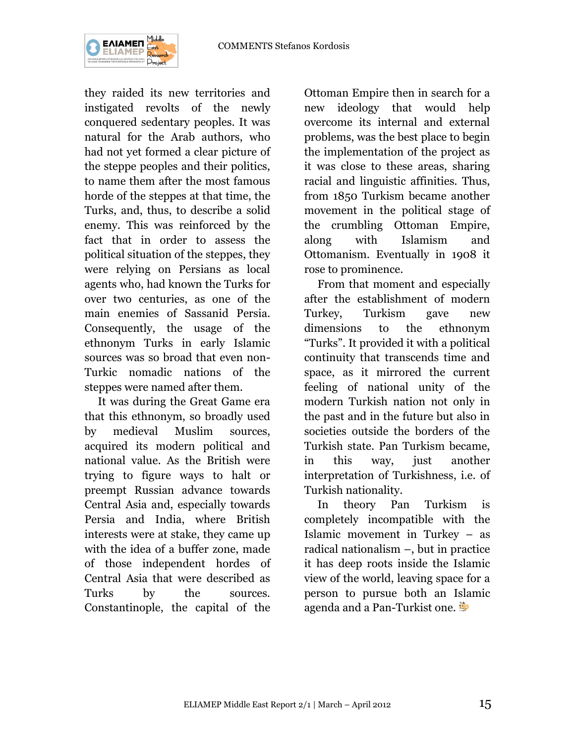they raided its new territories and instigated revolts of the newly conquered sedentary peoples. It was natural for the Arab authors, who had not yet formed a clear picture of the steppe peoples and their politics, to name them after the most famous horde of the steppes at that time, the Turks, and, thus, to describe a solid enemy. This was reinforced by the fact that in order to assess the political situation of the steppes, they were relying on Persians as local agents who, had known the Turks for over two centuries, as one of the main enemies of Sassanid Persia. Consequently, the usage of the ethnonym Turks in early Islamic sources was so broad that even non-Turkic nomadic nations of the steppes were named after them.

It was during the Great Game era that this ethnonym, so broadly used by medieval Muslim sources, acquired its modern political and national value. As the British were trying to figure ways to halt or preempt Russian advance towards Central Asia and, especially towards Persia and India, where British interests were at stake, they came up with the idea of a buffer zone, made of those independent hordes of Central Asia that were described as Turks by the sources. Constantinople, the capital of the Ottoman Empire then in search for a new ideology that would help overcome its internal and external problems, was the best place to begin the implementation of the project as it was close to these areas, sharing racial and linguistic affinities. Thus, from 1850 Turkism became another movement in the political stage of the crumbling Ottoman Empire, along with Islamism and Ottomanism. Eventually in 1908 it rose to prominence.

From that moment and especially after the establishment of modern Turkey, Turkism gave new dimensions to the ethnonym "Turks". It provided it with a political continuity that transcends time and space, as it mirrored the current feeling of national unity of the modern Turkish nation not only in the past and in the future but also in societies outside the borders of the Turkish state. Pan Turkism became, in this way, just another interpretation of Turkishness, i.e. of Turkish nationality.

In theory Pan Turkism is completely incompatible with the Islamic movement in Turkey – as radical nationalism –, but in practice it has deep roots inside the Islamic view of the world, leaving space for a person to pursue both an Islamic agenda and a Pan-Turkist one.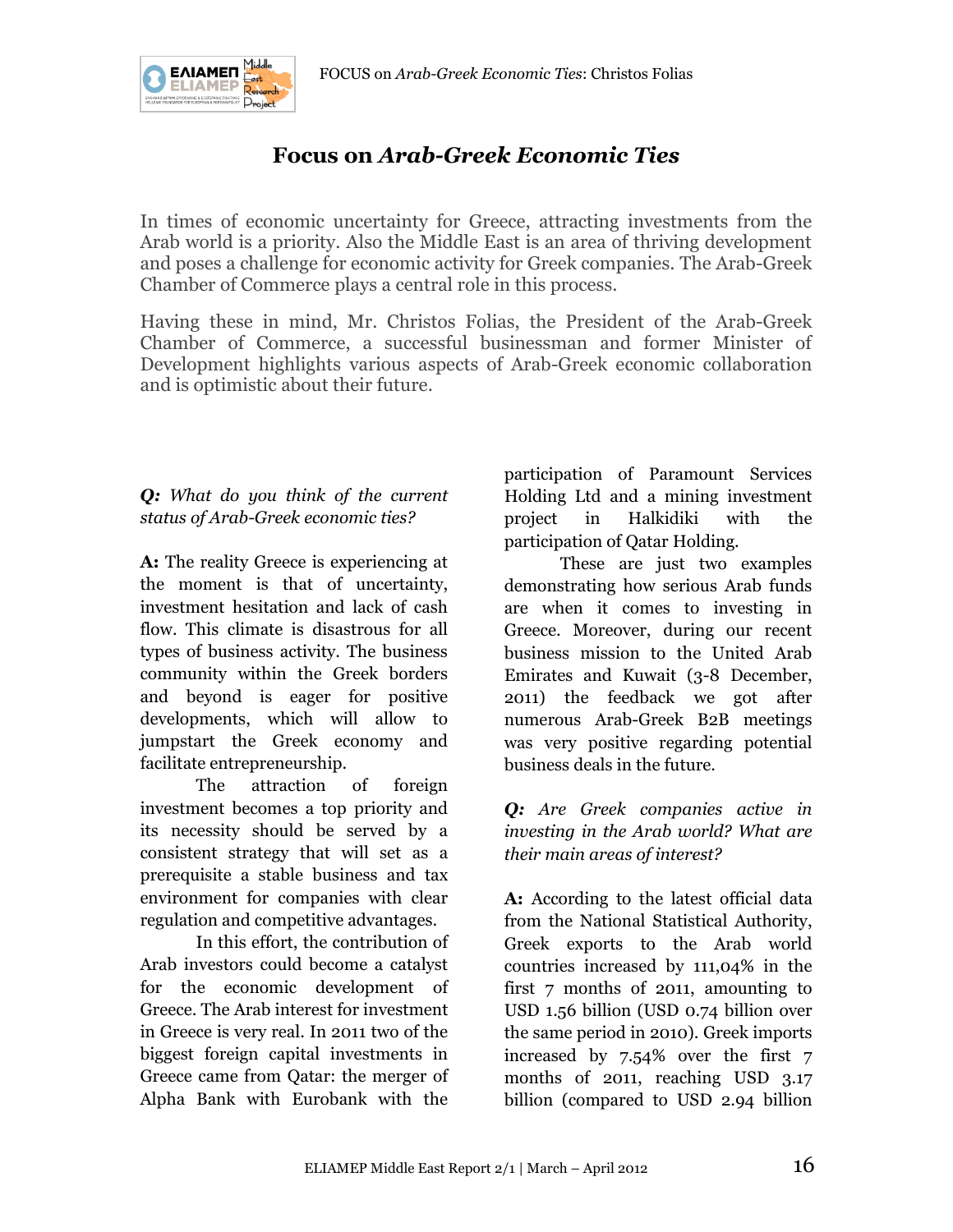# Focus on *Arab-Greek Economic Ties*

In times of economic uncertainty for Greece, attracting investments from the Arab world is a priority. Also the Middle East is an area of thriving development and poses a challenge for economic activity for Greek companies. The Arab-Greek Chamber of Commerce plays a central role in this process.

Having these in mind, Mr. Christos Folias, the President of the Arab-Greek Chamber of Commerce, a successful businessman and former Minister of Development highlights various aspects of Arab-Greek economic collaboration and is optimistic about their future.

***Q:** What do you think of the current status of Arab-Greek economic ties?*

**A:** The reality Greece is experiencing at the moment is that of uncertainty, investment hesitation and lack of cash flow. This climate is disastrous for all types of business activity. The business community within the Greek borders and beyond is eager for positive developments, which will allow to jumpstart the Greek economy and facilitate entrepreneurship.

The attraction of foreign investment becomes a top priority and its necessity should be served by a consistent strategy that will set as a prerequisite a stable business and tax environment for companies with clear regulation and competitive advantages.

In this effort, the contribution of Arab investors could become a catalyst for the economic development of Greece. The Arab interest for investment in Greece is very real. In 2011 two of the biggest foreign capital investments in Greece came from Qatar: the merger of Alpha Bank with Eurobank with the participation of Paramount Services Holding Ltd and a mining investment project in Halkidiki with the participation of Qatar Holding.

These are just two examples demonstrating how serious Arab funds are when it comes to investing in Greece. Moreover, during our recent business mission to the United Arab Emirates and Kuwait (3-8 December, 2011) the feedback we got after numerous Arab-Greek B2B meetings was very positive regarding potential business deals in the future.

***Q:** Are Greek companies active in investing in the Arab world? What are their main areas of interest?*

**A:** According to the latest official data from the National Statistical Authority, Greek exports to the Arab world countries increased by 111,04% in the first 7 months of 2011, amounting to USD 1.56 billion (USD 0.74 billion over the same period in 2010). Greek imports increased by 7.54% over the first 7 months of 2011, reaching USD 3.17 billion (compared to USD 2.94 billion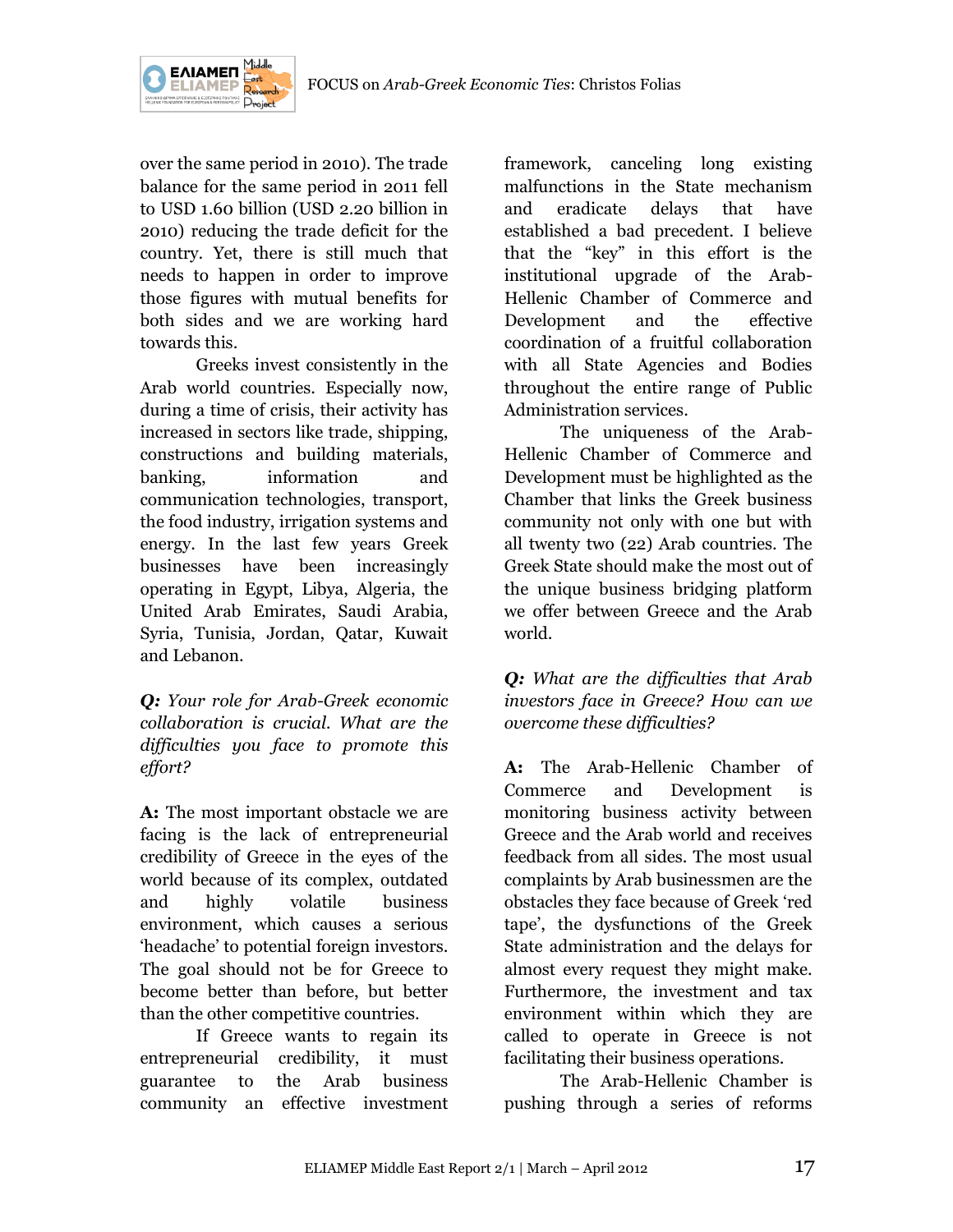over the same period in 2010). The trade balance for the same period in 2011 fell to USD 1.60 billion (USD 2.20 billion in 2010) reducing the trade deficit for the country. Yet, there is still much that needs to happen in order to improve those figures with mutual benefits for both sides and we are working hard towards this.

Greeks invest consistently in the Arab world countries. Especially now, during a time of crisis, their activity has increased in sectors like trade, shipping, constructions and building materials, banking, information and communication technologies, transport, the food industry, irrigation systems and energy. In the last few years Greek businesses have been increasingly operating in Egypt, Libya, Algeria, the United Arab Emirates, Saudi Arabia, Syria, Tunisia, Jordan, Qatar, Kuwait and Lebanon.

***Q:*** *Your role for Arab-Greek economic collaboration is crucial. What are the difficulties you face to promote this effort?*

**A:** The most important obstacle we are facing is the lack of entrepreneurial credibility of Greece in the eyes of the world because of its complex, outdated and highly volatile business environment, which causes a serious 'headache' to potential foreign investors. The goal should not be for Greece to become better than before, but better than the other competitive countries.

If Greece wants to regain its entrepreneurial credibility, it must guarantee to the Arab business community an effective investment framework, canceling long existing malfunctions in the State mechanism and eradicate delays that have established a bad precedent. I believe that the "key" in this effort is the institutional upgrade of the Arab-Hellenic Chamber of Commerce and Development and the effective coordination of a fruitful collaboration with all State Agencies and Bodies throughout the entire range of Public Administration services.

The uniqueness of the Arab-Hellenic Chamber of Commerce and Development must be highlighted as the Chamber that links the Greek business community not only with one but with all twenty two (22) Arab countries. The Greek State should make the most out of the unique business bridging platform we offer between Greece and the Arab world.

***Q:*** *What are the difficulties that Arab investors face in Greece? How can we overcome these difficulties?*

**A:** The Arab-Hellenic Chamber of Commerce and Development is monitoring business activity between Greece and the Arab world and receives feedback from all sides. The most usual complaints by Arab businessmen are the obstacles they face because of Greek 'red tape', the dysfunctions of the Greek State administration and the delays for almost every request they might make. Furthermore, the investment and tax environment within which they are called to operate in Greece is not facilitating their business operations.

The Arab-Hellenic Chamber is pushing through a series of reforms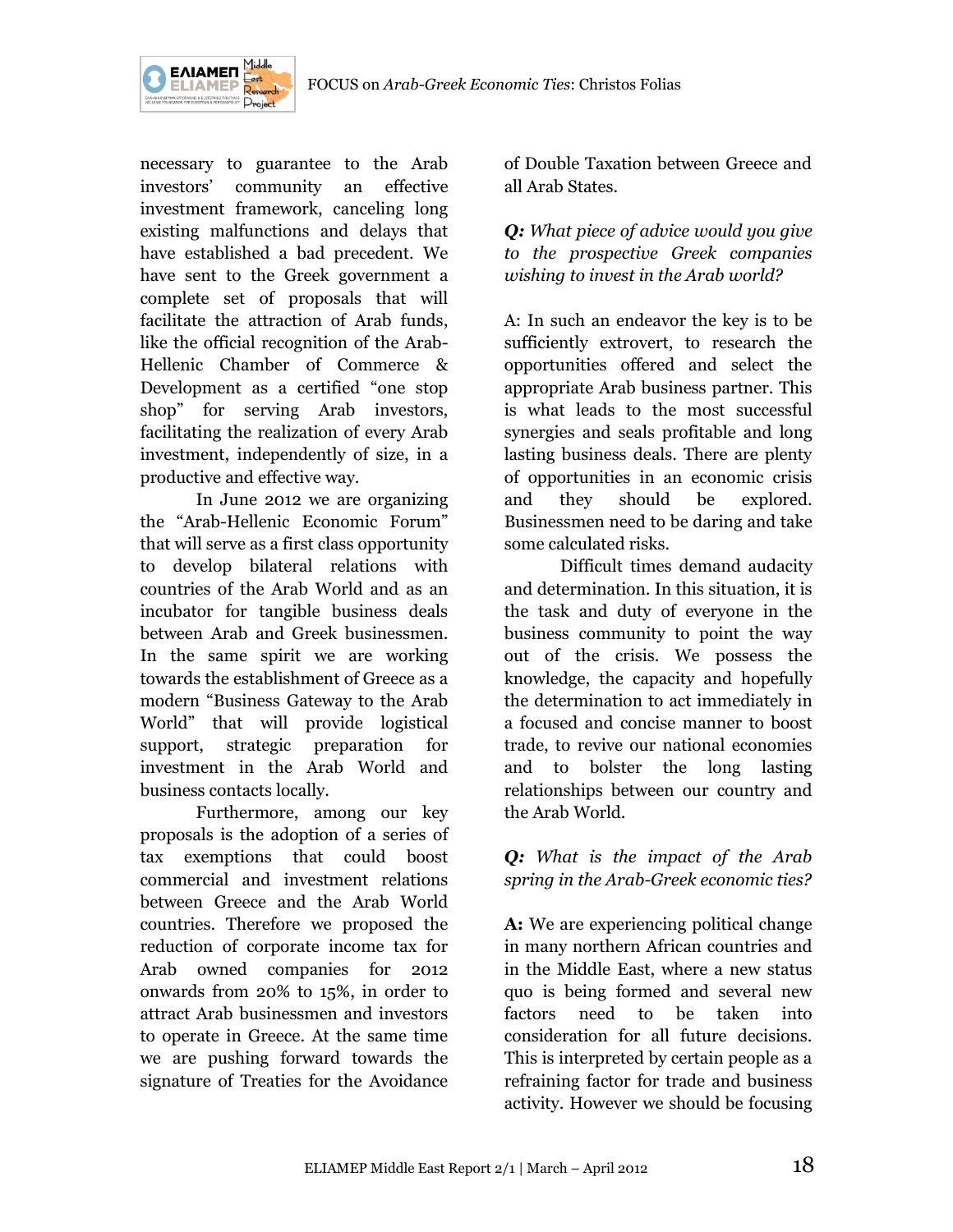necessary to guarantee to the Arab investors' community an effective investment framework, canceling long existing malfunctions and delays that have established a bad precedent. We have sent to the Greek government a complete set of proposals that will facilitate the attraction of Arab funds, like the official recognition of the Arab-Hellenic Chamber of Commerce & Development as a certified "one stop shop" for serving Arab investors, facilitating the realization of every Arab investment, independently of size, in a productive and effective way.

In June 2012 we are organizing the "Arab-Hellenic Economic Forum" that will serve as a first class opportunity to develop bilateral relations with countries of the Arab World and as an incubator for tangible business deals between Arab and Greek businessmen. In the same spirit we are working towards the establishment of Greece as a modern "Business Gateway to the Arab World" that will provide logistical support, strategic preparation for investment in the Arab World and business contacts locally.

Furthermore, among our key proposals is the adoption of a series of tax exemptions that could boost commercial and investment relations between Greece and the Arab World countries. Therefore we proposed the reduction of corporate income tax for Arab owned companies for 2012 onwards from 20% to 15%, in order to attract Arab businessmen and investors to operate in Greece. At the same time we are pushing forward towards the signature of Treaties for the Avoidance of Double Taxation between Greece and all Arab States.

***Q:** What piece of advice would you give to the prospective Greek companies wishing to invest in the Arab world?*

A: In such an endeavor the key is to be sufficiently extrovert, to research the opportunities offered and select the appropriate Arab business partner. This is what leads to the most successful synergies and seals profitable and long lasting business deals. There are plenty of opportunities in an economic crisis and they should be explored. Businessmen need to be daring and take some calculated risks.

Difficult times demand audacity and determination. In this situation, it is the task and duty of everyone in the business community to point the way out of the crisis. We possess the knowledge, the capacity and hopefully the determination to act immediately in a focused and concise manner to boost trade, to revive our national economies and to bolster the long lasting relationships between our country and the Arab World.

***Q:** What is the impact of the Arab spring in the Arab-Greek economic ties?*

**A:** We are experiencing political change in many northern African countries and in the Middle East, where a new status quo is being formed and several new factors need to be taken into consideration for all future decisions. This is interpreted by certain people as a refraining factor for trade and business activity. However we should be focusing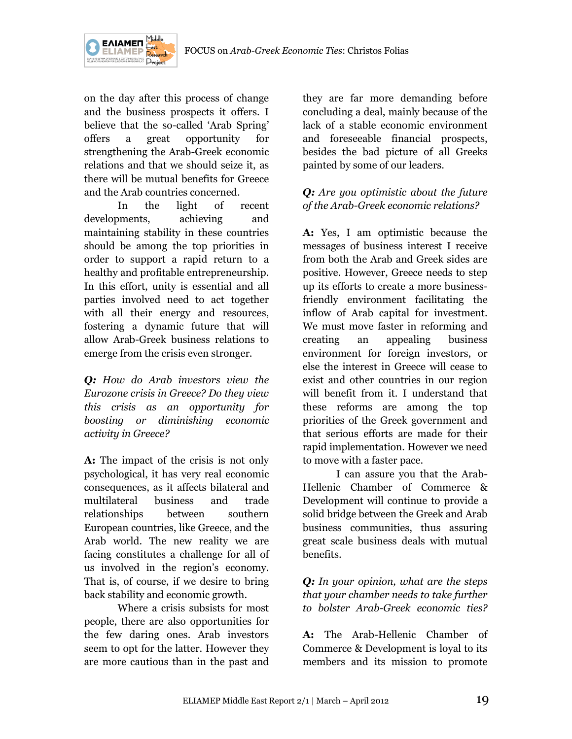on the day after this process of change and the business prospects it offers. I believe that the so-called 'Arab Spring' offers a great opportunity for strengthening the Arab-Greek economic relations and that we should seize it, as there will be mutual benefits for Greece and the Arab countries concerned.

In the light of recent developments, achieving and maintaining stability in these countries should be among the top priorities in order to support a rapid return to a healthy and profitable entrepreneurship. In this effort, unity is essential and all parties involved need to act together with all their energy and resources, fostering a dynamic future that will allow Arab-Greek business relations to emerge from the crisis even stronger.

***Q:*** *How do Arab investors view the Eurozone crisis in Greece? Do they view this crisis as an opportunity for boosting or diminishing economic activity in Greece?*

**A:** The impact of the crisis is not only psychological, it has very real economic consequences, as it affects bilateral and multilateral business and trade relationships between southern European countries, like Greece, and the Arab world. The new reality we are facing constitutes a challenge for all of us involved in the region's economy. That is, of course, if we desire to bring back stability and economic growth.

Where a crisis subsists for most people, there are also opportunities for the few daring ones. Arab investors seem to opt for the latter. However they are more cautious than in the past and they are far more demanding before concluding a deal, mainly because of the lack of a stable economic environment and foreseeable financial prospects, besides the bad picture of all Greeks painted by some of our leaders.

***Q:*** *Are you optimistic about the future of the Arab-Greek economic relations?*

**A:** Yes, I am optimistic because the messages of business interest I receive from both the Arab and Greek sides are positive. However, Greece needs to step up its efforts to create a more business-friendly environment facilitating the inflow of Arab capital for investment. We must move faster in reforming and creating an appealing business environment for foreign investors, or else the interest in Greece will cease to exist and other countries in our region will benefit from it. I understand that these reforms are among the top priorities of the Greek government and that serious efforts are made for their rapid implementation. However we need to move with a faster pace.

I can assure you that the Arab-Hellenic Chamber of Commerce & Development will continue to provide a solid bridge between the Greek and Arab business communities, thus assuring great scale business deals with mutual benefits.

***Q:*** *In your opinion, what are the steps that your chamber needs to take further to bolster Arab-Greek economic ties?*

**A:** The Arab-Hellenic Chamber of Commerce & Development is loyal to its members and its mission to promote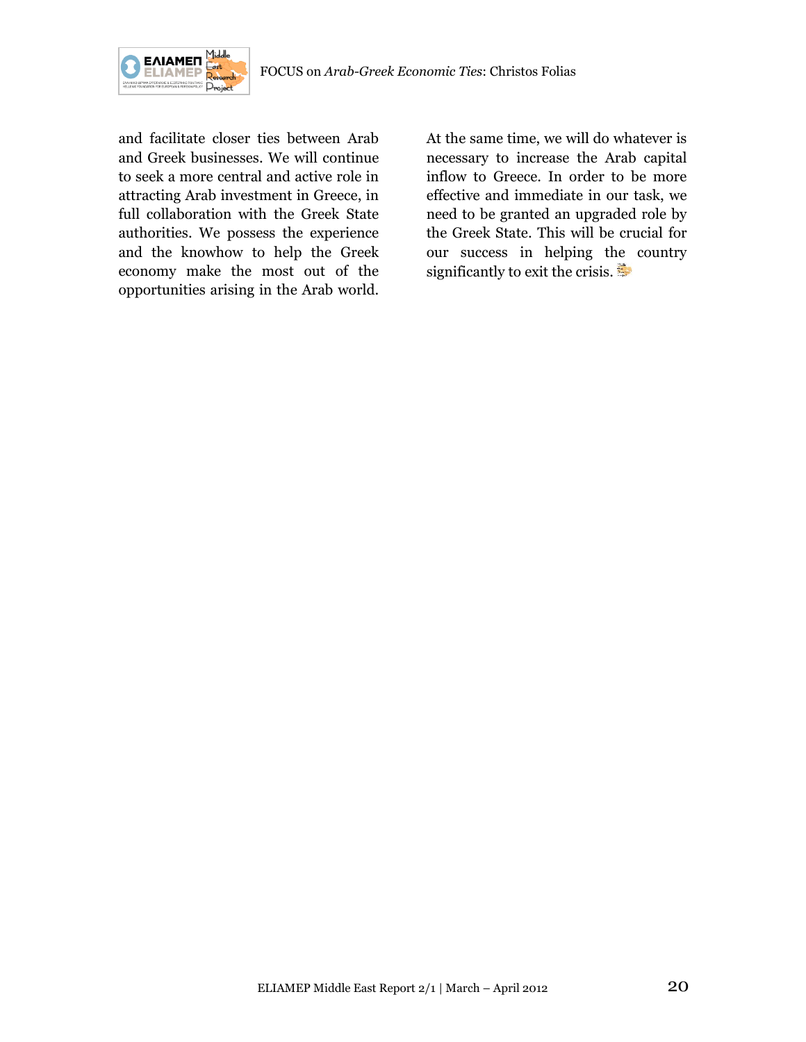and facilitate closer ties between Arab and Greek businesses. We will continue to seek a more central and active role in attracting Arab investment in Greece, in full collaboration with the Greek State authorities. We possess the experience and the knowhow to help the Greek economy make the most out of the opportunities arising in the Arab world. At the same time, we will do whatever is necessary to increase the Arab capital inflow to Greece. In order to be more effective and immediate in our task, we need to be granted an upgraded role by the Greek State. This will be crucial for our success in helping the country significantly to exit the crisis.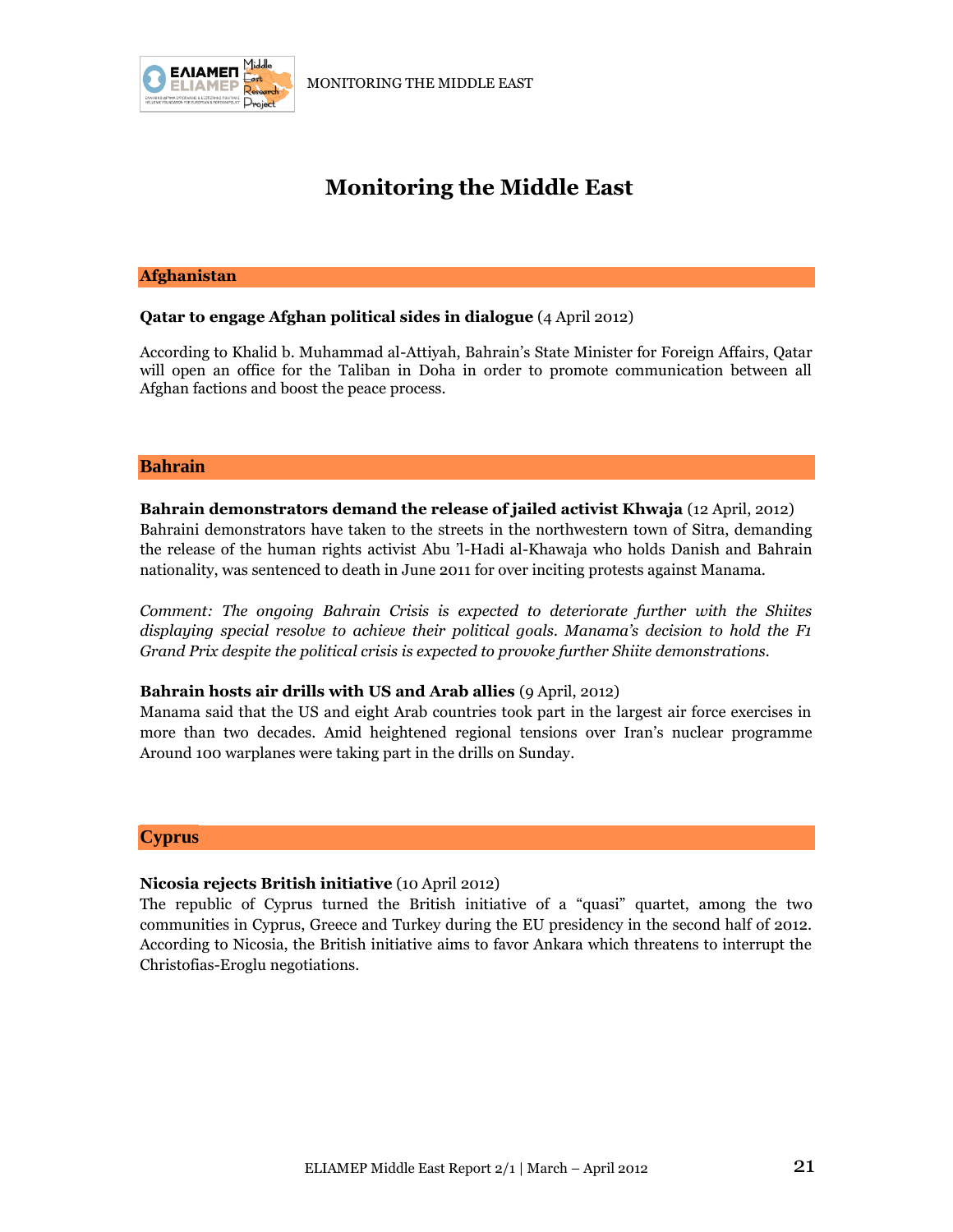# Monitoring the Middle East

## Afghanistan

**Qatar to engage Afghan political sides in dialogue** (4 April 2012)

According to Khalid b. Muhammad al-Attiyah, Bahrain's State Minister for Foreign Affairs, Qatar will open an office for the Taliban in Doha in order to promote communication between all Afghan factions and boost the peace process.

## Bahrain

**Bahrain demonstrators demand the release of jailed activist Khwaja** (12 April, 2012)
Bahraini demonstrators have taken to the streets in the northwestern town of Sitra, demanding the release of the human rights activist Abu 'l-Hadi al-Khawaja who holds Danish and Bahrain nationality, was sentenced to death in June 2011 for over inciting protests against Manama.

*Comment: The ongoing Bahrain Crisis is expected to deteriorate further with the Shiites displaying special resolve to achieve their political goals. Manama's decision to hold the F1 Grand Prix despite the political crisis is expected to provoke further Shiite demonstrations.*

**Bahrain hosts air drills with US and Arab allies** (9 April, 2012)
Manama said that the US and eight Arab countries took part in the largest air force exercises in more than two decades. Amid heightened regional tensions over Iran's nuclear programme Around 100 warplanes were taking part in the drills on Sunday.

## Cyprus

**Nicosia rejects British initiative** (10 April 2012)
The republic of Cyprus turned the British initiative of a "quasi" quartet, among the two communities in Cyprus, Greece and Turkey during the EU presidency in the second half of 2012. According to Nicosia, the British initiative aims to favor Ankara which threatens to interrupt the Christofias-Eroglu negotiations.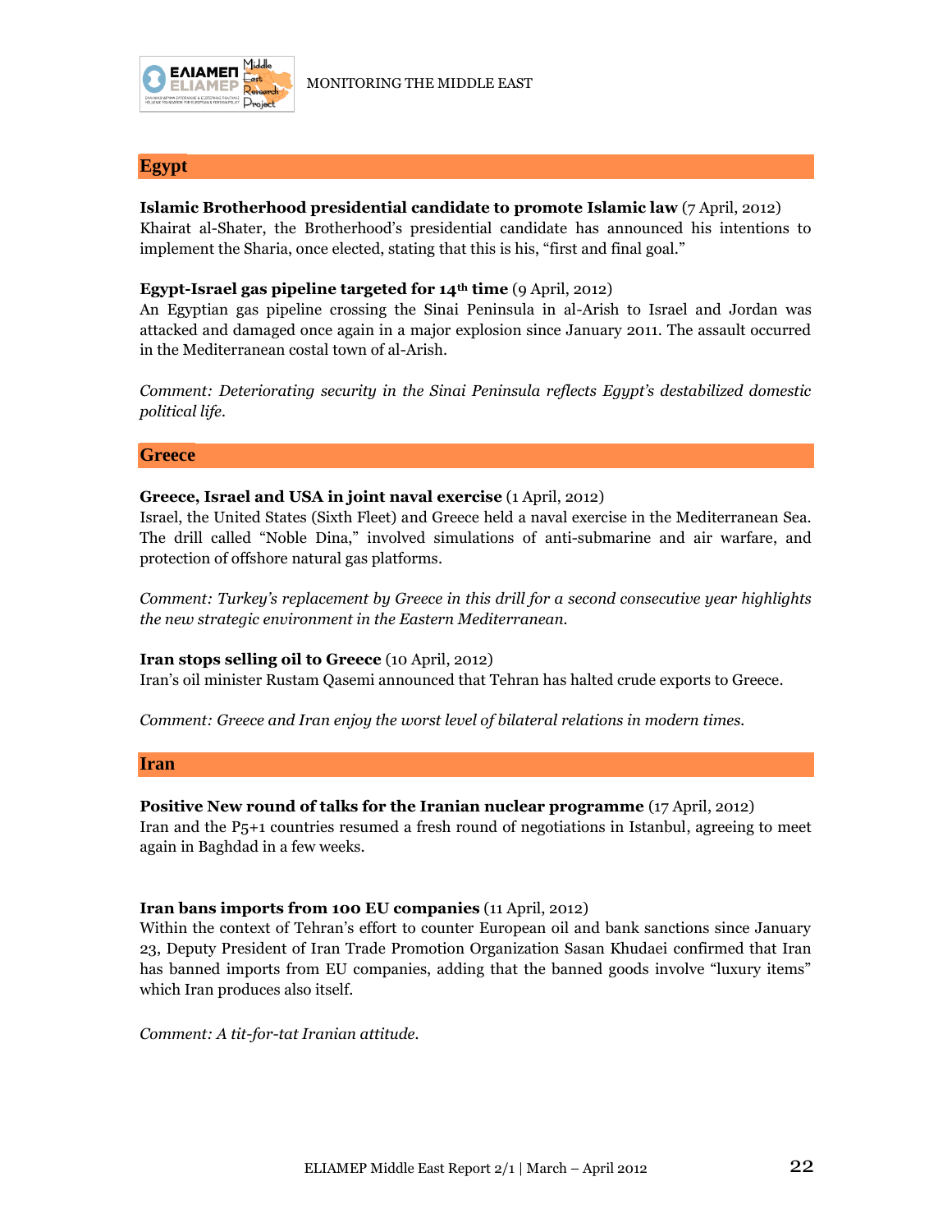## Egypt

**Islamic Brotherhood presidential candidate to promote Islamic law** (7 April, 2012)
Khairat al-Shater, the Brotherhood's presidential candidate has announced his intentions to implement the Sharia, once elected, stating that this is his, "first and final goal."

**Egypt-Israel gas pipeline targeted for 14th time** (9 April, 2012)
An Egyptian gas pipeline crossing the Sinai Peninsula in al-Arish to Israel and Jordan was attacked and damaged once again in a major explosion since January 2011. The assault occurred in the Mediterranean costal town of al-Arish.

*Comment: Deteriorating security in the Sinai Peninsula reflects Egypt's destabilized domestic political life.*

## Greece

**Greece, Israel and USA in joint naval exercise** (1 April, 2012)
Israel, the United States (Sixth Fleet) and Greece held a naval exercise in the Mediterranean Sea. The drill called "Noble Dina," involved simulations of anti-submarine and air warfare, and protection of offshore natural gas platforms.

*Comment: Turkey's replacement by Greece in this drill for a second consecutive year highlights the new strategic environment in the Eastern Mediterranean.*

**Iran stops selling oil to Greece** (10 April, 2012)
Iran's oil minister Rustam Qasemi announced that Tehran has halted crude exports to Greece.

*Comment: Greece and Iran enjoy the worst level of bilateral relations in modern times.*

## Iran

**Positive New round of talks for the Iranian nuclear programme** (17 April, 2012)
Iran and the P5+1 countries resumed a fresh round of negotiations in Istanbul, agreeing to meet again in Baghdad in a few weeks.

**Iran bans imports from 100 EU companies** (11 April, 2012)
Within the context of Tehran's effort to counter European oil and bank sanctions since January 23, Deputy President of Iran Trade Promotion Organization Sasan Khudaei confirmed that Iran has banned imports from EU companies, adding that the banned goods involve "luxury items" which Iran produces also itself.

*Comment: A tit-for-tat Iranian attitude.*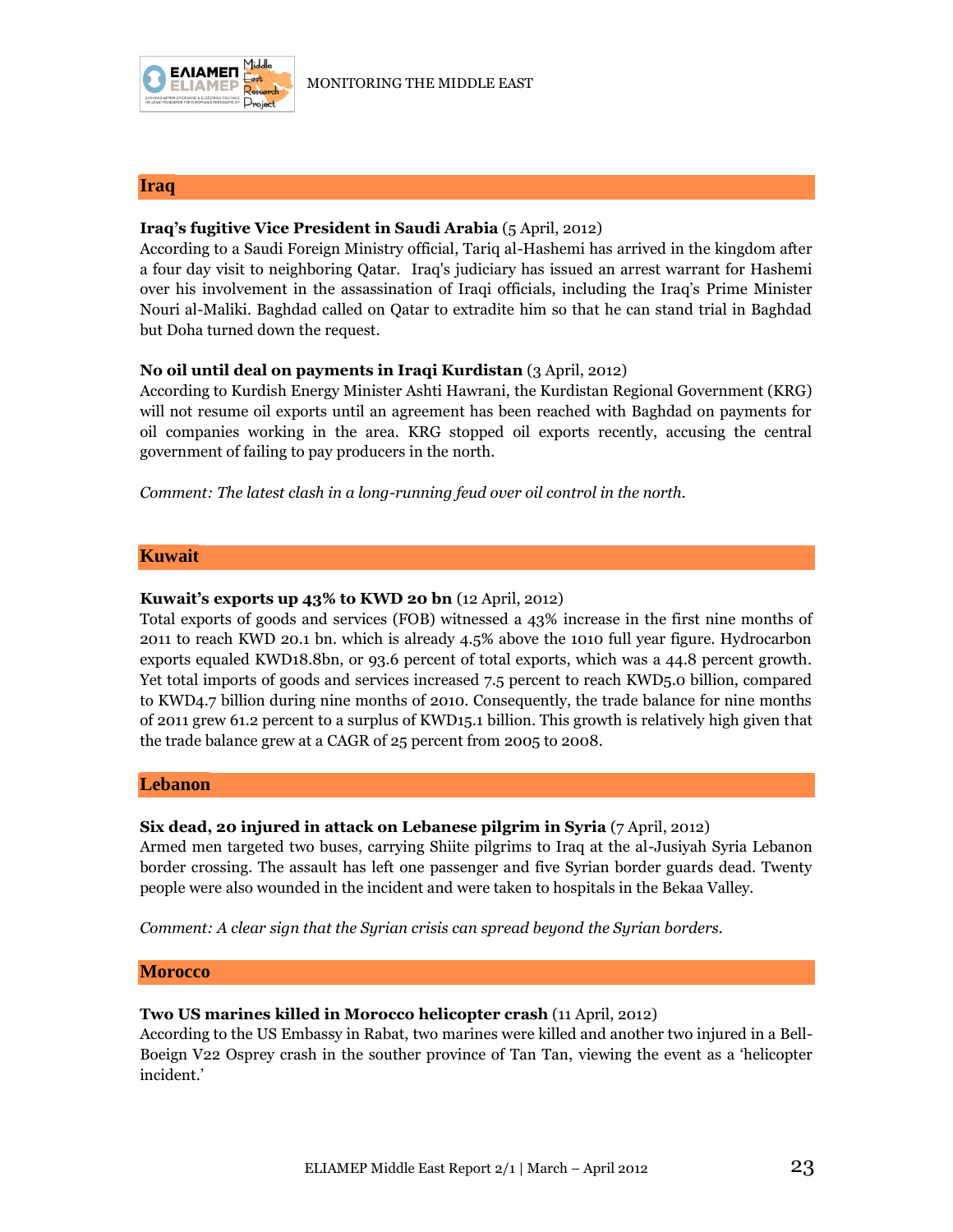## Iraq

**Iraq's fugitive Vice President in Saudi Arabia** (5 April, 2012)
According to a Saudi Foreign Ministry official, Tariq al-Hashemi has arrived in the kingdom after a four day visit to neighboring Qatar. Iraq's judiciary has issued an arrest warrant for Hashemi over his involvement in the assassination of Iraqi officials, including the Iraq's Prime Minister Nouri al-Maliki. Baghdad called on Qatar to extradite him so that he can stand trial in Baghdad but Doha turned down the request.

**No oil until deal on payments in Iraqi Kurdistan** (3 April, 2012)
According to Kurdish Energy Minister Ashti Hawrani, the Kurdistan Regional Government (KRG) will not resume oil exports until an agreement has been reached with Baghdad on payments for oil companies working in the area. KRG stopped oil exports recently, accusing the central government of failing to pay producers in the north.

*Comment: The latest clash in a long-running feud over oil control in the north.*

## Kuwait

**Kuwait's exports up 43% to KWD 20 bn** (12 April, 2012)
Total exports of goods and services (FOB) witnessed a 43% increase in the first nine months of 2011 to reach KWD 20.1 bn. which is already 4.5% above the 1010 full year figure. Hydrocarbon exports equaled KWD18.8bn, or 93.6 percent of total exports, which was a 44.8 percent growth. Yet total imports of goods and services increased 7.5 percent to reach KWD5.0 billion, compared to KWD4.7 billion during nine months of 2010. Consequently, the trade balance for nine months of 2011 grew 61.2 percent to a surplus of KWD15.1 billion. This growth is relatively high given that the trade balance grew at a CAGR of 25 percent from 2005 to 2008.

## Lebanon

**Six dead, 20 injured in attack on Lebanese pilgrim in Syria** (7 April, 2012)
Armed men targeted two buses, carrying Shiite pilgrims to Iraq at the al-Jusiyah Syria Lebanon border crossing. The assault has left one passenger and five Syrian border guards dead. Twenty people were also wounded in the incident and were taken to hospitals in the Bekaa Valley.

*Comment: A clear sign that the Syrian crisis can spread beyond the Syrian borders.*

## Morocco

**Two US marines killed in Morocco helicopter crash** (11 April, 2012)
According to the US Embassy in Rabat, two marines were killed and another two injured in a Bell-Boeign V22 Osprey crash in the souther province of Tan Tan, viewing the event as a 'helicopter incident.'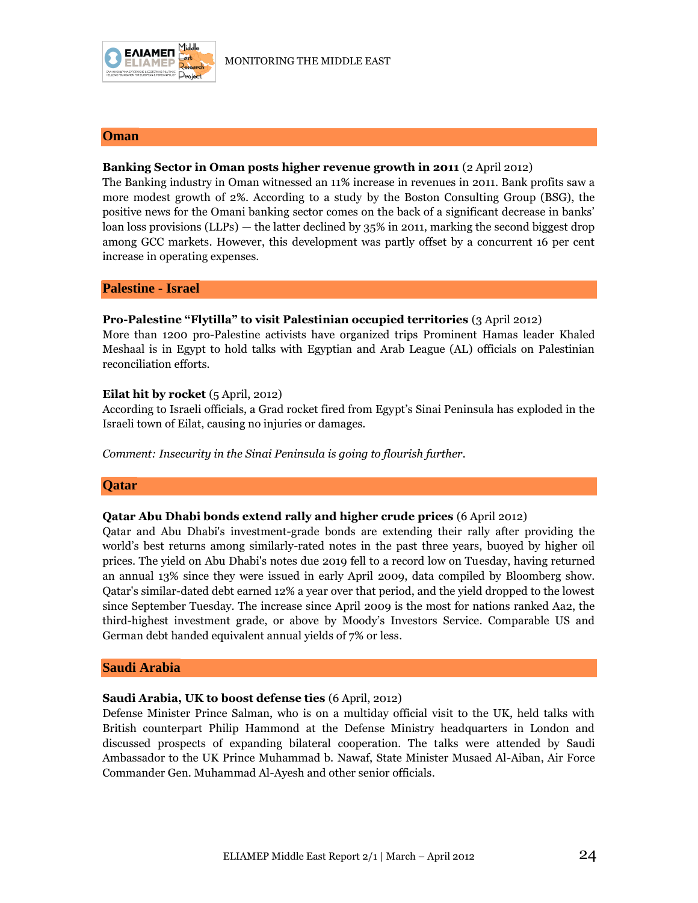## Oman

**Banking Sector in Oman posts higher revenue growth in 2011** (2 April 2012)
The Banking industry in Oman witnessed an 11% increase in revenues in 2011. Bank profits saw a more modest growth of 2%. According to a study by the Boston Consulting Group (BSG), the positive news for the Omani banking sector comes on the back of a significant decrease in banks' loan loss provisions (LLPs) — the latter declined by 35% in 2011, marking the second biggest drop among GCC markets. However, this development was partly offset by a concurrent 16 per cent increase in operating expenses.

## Palestine - Israel

**Pro-Palestine "Flytilla" to visit Palestinian occupied territories** (3 April 2012)
More than 1200 pro-Palestine activists have organized trips Prominent Hamas leader Khaled Meshaal is in Egypt to hold talks with Egyptian and Arab League (AL) officials on Palestinian reconciliation efforts.

**Eilat hit by rocket** (5 April, 2012)
According to Israeli officials, a Grad rocket fired from Egypt's Sinai Peninsula has exploded in the Israeli town of Eilat, causing no injuries or damages.

*Comment: Insecurity in the Sinai Peninsula is going to flourish further.*

## Qatar

**Qatar Abu Dhabi bonds extend rally and higher crude prices** (6 April 2012)
Qatar and Abu Dhabi's investment-grade bonds are extending their rally after providing the world's best returns among similarly-rated notes in the past three years, buoyed by higher oil prices. The yield on Abu Dhabi's notes due 2019 fell to a record low on Tuesday, having returned an annual 13% since they were issued in early April 2009, data compiled by Bloomberg show. Qatar's similar-dated debt earned 12% a year over that period, and the yield dropped to the lowest since September Tuesday. The increase since April 2009 is the most for nations ranked Aa2, the third-highest investment grade, or above by Moody's Investors Service. Comparable US and German debt handed equivalent annual yields of 7% or less.

## Saudi Arabia

**Saudi Arabia, UK to boost defense ties** (6 April, 2012)
Defense Minister Prince Salman, who is on a multiday official visit to the UK, held talks with British counterpart Philip Hammond at the Defense Ministry headquarters in London and discussed prospects of expanding bilateral cooperation. The talks were attended by Saudi Ambassador to the UK Prince Muhammad b. Nawaf, State Minister Musaed Al-Aiban, Air Force Commander Gen. Muhammad Al-Ayesh and other senior officials.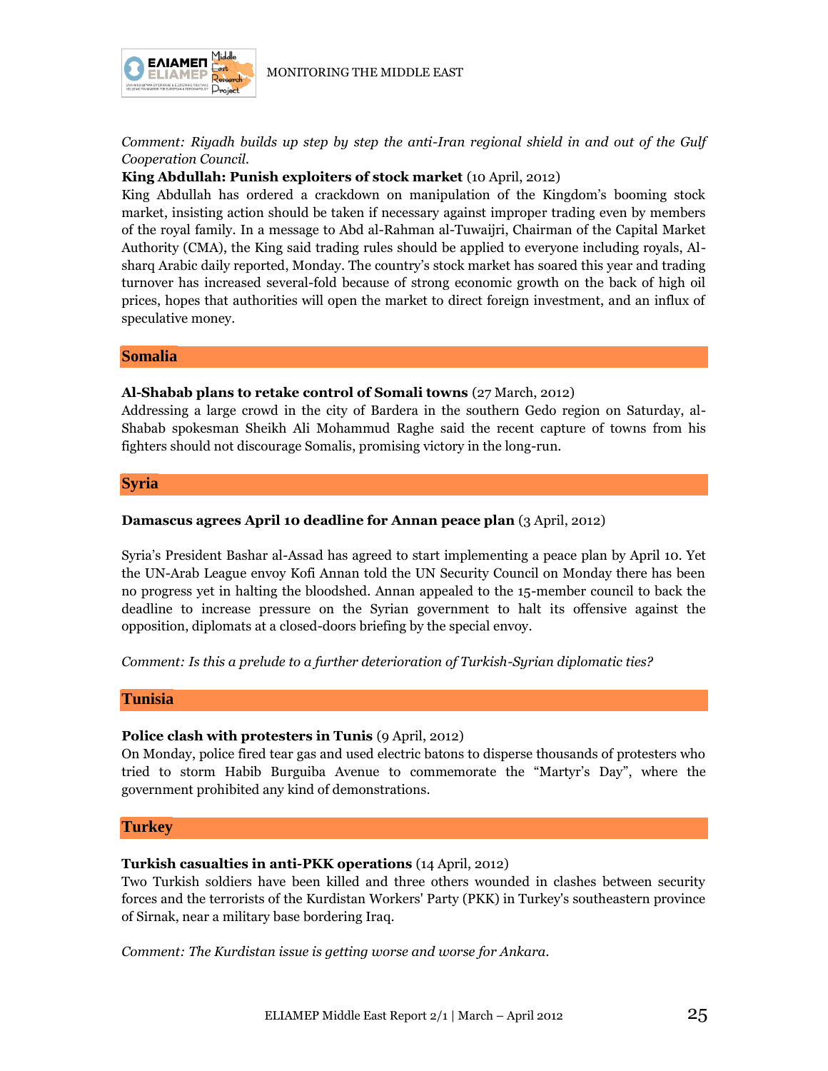*Comment: Riyadh builds up step by step the anti-Iran regional shield in and out of the Gulf Cooperation Council.*

**King Abdullah: Punish exploiters of stock market** (10 April, 2012)

King Abdullah has ordered a crackdown on manipulation of the Kingdom's booming stock market, insisting action should be taken if necessary against improper trading even by members of the royal family. In a message to Abd al-Rahman al-Tuwaijri, Chairman of the Capital Market Authority (CMA), the King said trading rules should be applied to everyone including royals, Al-sharq Arabic daily reported, Monday. The country's stock market has soared this year and trading turnover has increased several-fold because of strong economic growth on the back of high oil prices, hopes that authorities will open the market to direct foreign investment, and an influx of speculative money.

## Somalia

**Al-Shabab plans to retake control of Somali towns** (27 March, 2012)

Addressing a large crowd in the city of Bardera in the southern Gedo region on Saturday, al-Shabab spokesman Sheikh Ali Mohammud Raghe said the recent capture of towns from his fighters should not discourage Somalis, promising victory in the long-run.

## Syria

**Damascus agrees April 10 deadline for Annan peace plan** (3 April, 2012)

Syria's President Bashar al-Assad has agreed to start implementing a peace plan by April 10. Yet the UN-Arab League envoy Kofi Annan told the UN Security Council on Monday there has been no progress yet in halting the bloodshed. Annan appealed to the 15-member council to back the deadline to increase pressure on the Syrian government to halt its offensive against the opposition, diplomats at a closed-doors briefing by the special envoy.

*Comment: Is this a prelude to a further deterioration of Turkish-Syrian diplomatic ties?*

## Tunisia

**Police clash with protesters in Tunis** (9 April, 2012)

On Monday, police fired tear gas and used electric batons to disperse thousands of protesters who tried to storm Habib Burguiba Avenue to commemorate the "Martyr's Day", where the government prohibited any kind of demonstrations.

## Turkey

**Turkish casualties in anti-PKK operations** (14 April, 2012)

Two Turkish soldiers have been killed and three others wounded in clashes between security forces and the terrorists of the Kurdistan Workers' Party (PKK) in Turkey's southeastern province of Sirnak, near a military base bordering Iraq.

*Comment: The Kurdistan issue is getting worse and worse for Ankara.*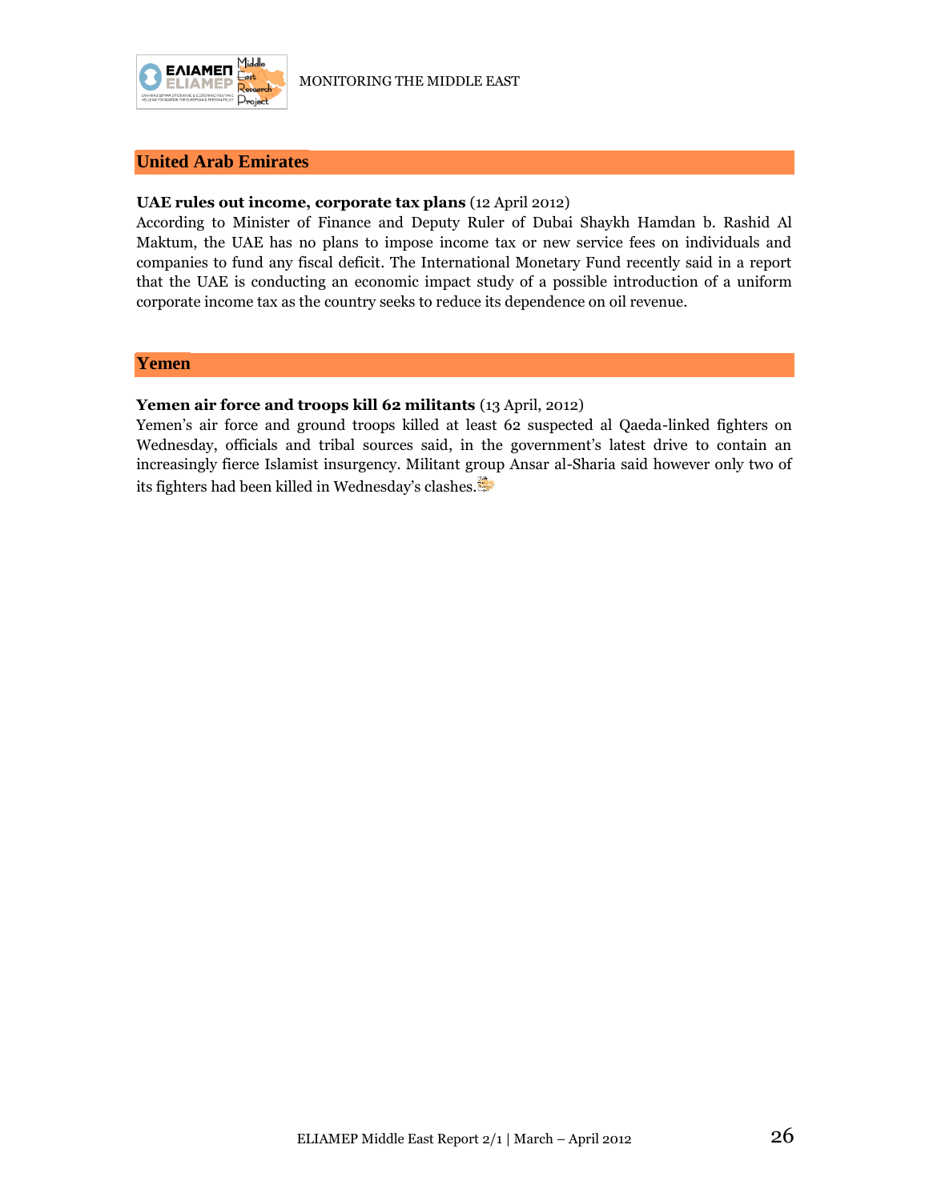## United Arab Emirates

**UAE rules out income, corporate tax plans** (12 April 2012)
According to Minister of Finance and Deputy Ruler of Dubai Shaykh Hamdan b. Rashid Al Maktum, the UAE has no plans to impose income tax or new service fees on individuals and companies to fund any fiscal deficit. The International Monetary Fund recently said in a report that the UAE is conducting an economic impact study of a possible introduction of a uniform corporate income tax as the country seeks to reduce its dependence on oil revenue.

## Yemen

**Yemen air force and troops kill 62 militants** (13 April, 2012)
Yemen's air force and ground troops killed at least 62 suspected al Qaeda-linked fighters on Wednesday, officials and tribal sources said, in the government's latest drive to contain an increasingly fierce Islamist insurgency. Militant group Ansar al-Sharia said however only two of its fighters had been killed in Wednesday's clashes.